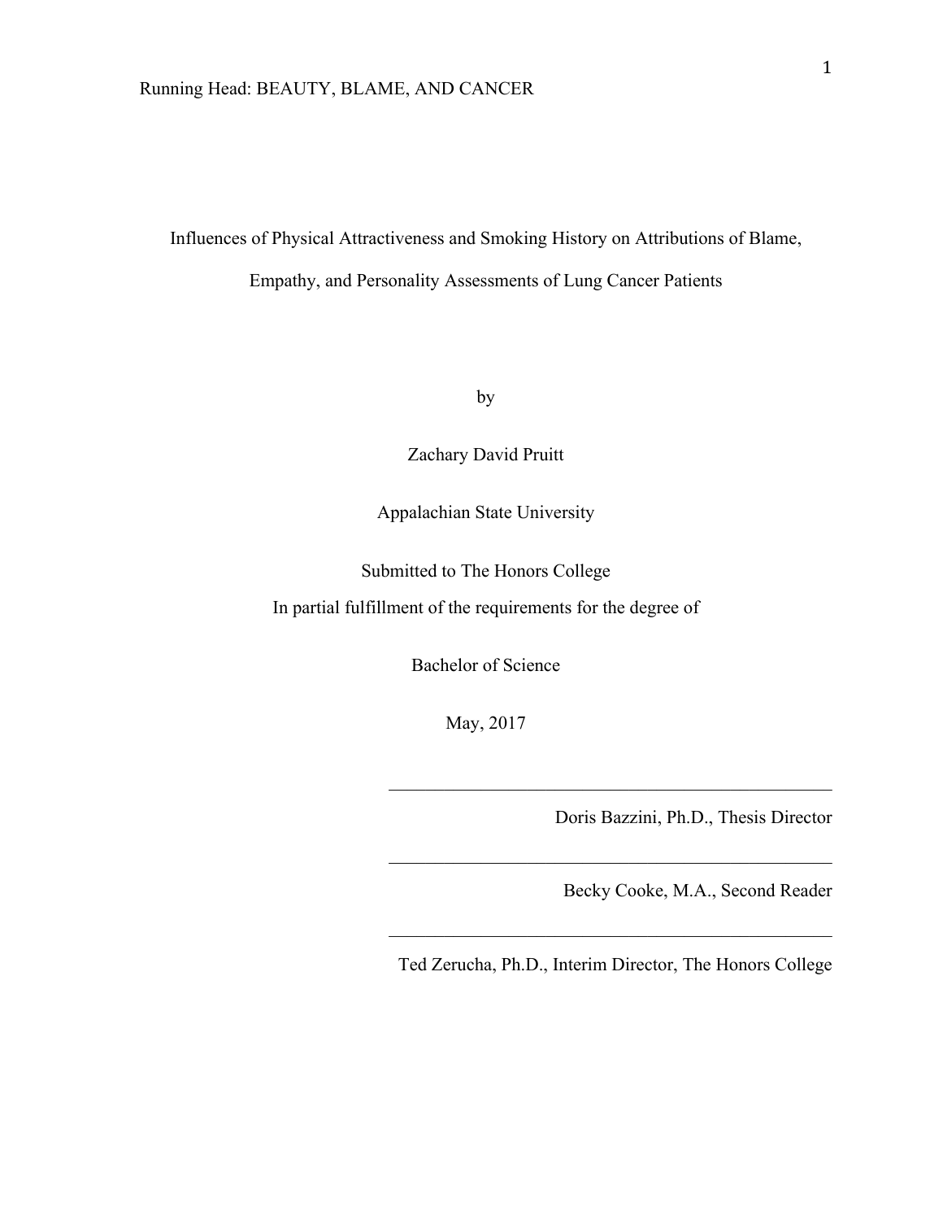# Influences of Physical Attractiveness and Smoking History on Attributions of Blame, Empathy, and Personality Assessments of Lung Cancer Patients

by

Zachary David Pruitt

Appalachian State University

Submitted to The Honors College
In partial fulfillment of the requirements for the degree of

Bachelor of Science

May, 2017

---

Doris Bazzini, Ph.D., Thesis Director

---

Becky Cooke, M.A., Second Reader

---

Ted Zerucha, Ph.D., Interim Director, The Honors College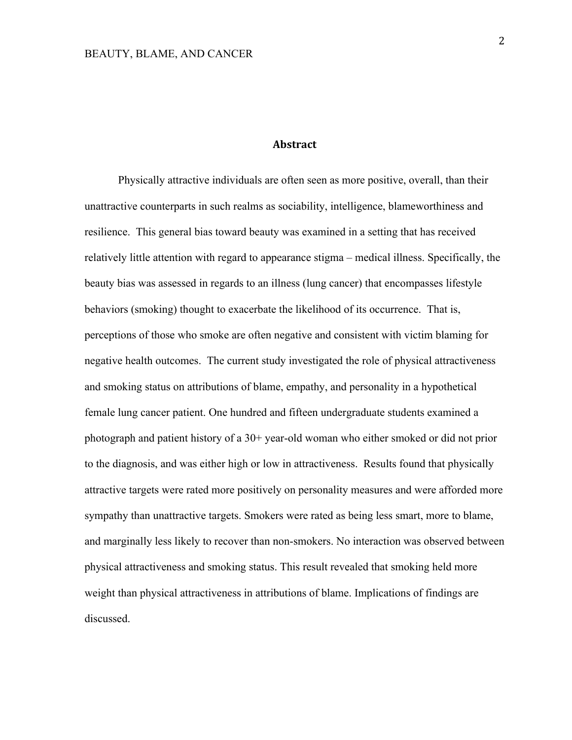## Abstract

Physically attractive individuals are often seen as more positive, overall, than their unattractive counterparts in such realms as sociability, intelligence, blameworthiness and resilience. This general bias toward beauty was examined in a setting that has received relatively little attention with regard to appearance stigma – medical illness. Specifically, the beauty bias was assessed in regards to an illness (lung cancer) that encompasses lifestyle behaviors (smoking) thought to exacerbate the likelihood of its occurrence. That is, perceptions of those who smoke are often negative and consistent with victim blaming for negative health outcomes. The current study investigated the role of physical attractiveness and smoking status on attributions of blame, empathy, and personality in a hypothetical female lung cancer patient. One hundred and fifteen undergraduate students examined a photograph and patient history of a 30+ year-old woman who either smoked or did not prior to the diagnosis, and was either high or low in attractiveness. Results found that physically attractive targets were rated more positively on personality measures and were afforded more sympathy than unattractive targets. Smokers were rated as being less smart, more to blame, and marginally less likely to recover than non-smokers. No interaction was observed between physical attractiveness and smoking status. This result revealed that smoking held more weight than physical attractiveness in attributions of blame. Implications of findings are discussed.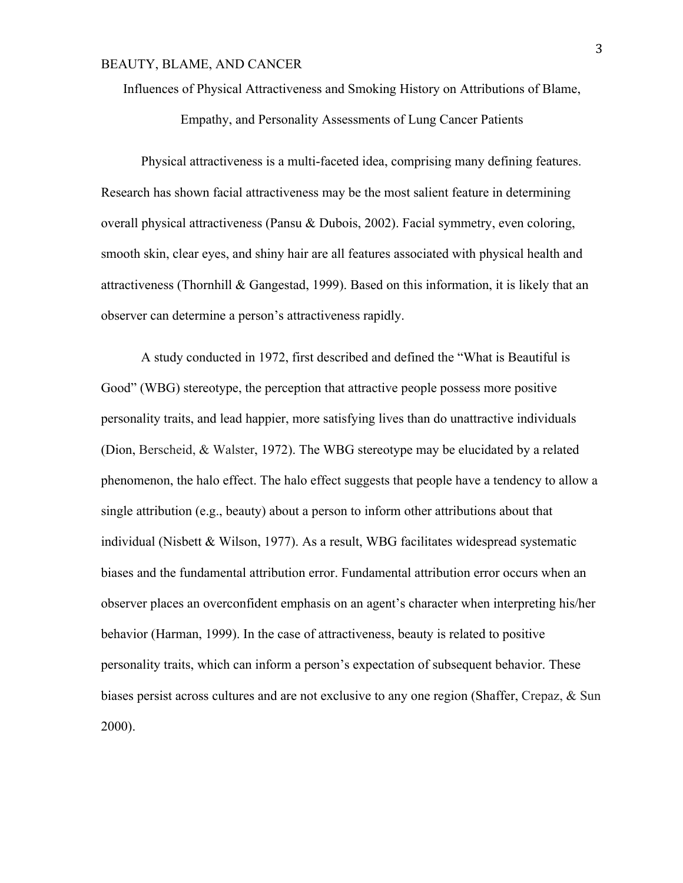# Influences of Physical Attractiveness and Smoking History on Attributions of Blame, Empathy, and Personality Assessments of Lung Cancer Patients

Physical attractiveness is a multi-faceted idea, comprising many defining features. Research has shown facial attractiveness may be the most salient feature in determining overall physical attractiveness (Pansu & Dubois, 2002). Facial symmetry, even coloring, smooth skin, clear eyes, and shiny hair are all features associated with physical health and attractiveness (Thornhill & Gangestad, 1999). Based on this information, it is likely that an observer can determine a person's attractiveness rapidly.

A study conducted in 1972, first described and defined the "What is Beautiful is Good" (WBG) stereotype, the perception that attractive people possess more positive personality traits, and lead happier, more satisfying lives than do unattractive individuals (Dion, Berscheid, & Walster, 1972). The WBG stereotype may be elucidated by a related phenomenon, the halo effect. The halo effect suggests that people have a tendency to allow a single attribution (e.g., beauty) about a person to inform other attributions about that individual (Nisbett & Wilson, 1977). As a result, WBG facilitates widespread systematic biases and the fundamental attribution error. Fundamental attribution error occurs when an observer places an overconfident emphasis on an agent's character when interpreting his/her behavior (Harman, 1999). In the case of attractiveness, beauty is related to positive personality traits, which can inform a person's expectation of subsequent behavior. These biases persist across cultures and are not exclusive to any one region (Shaffer, Crepaz, & Sun 2000).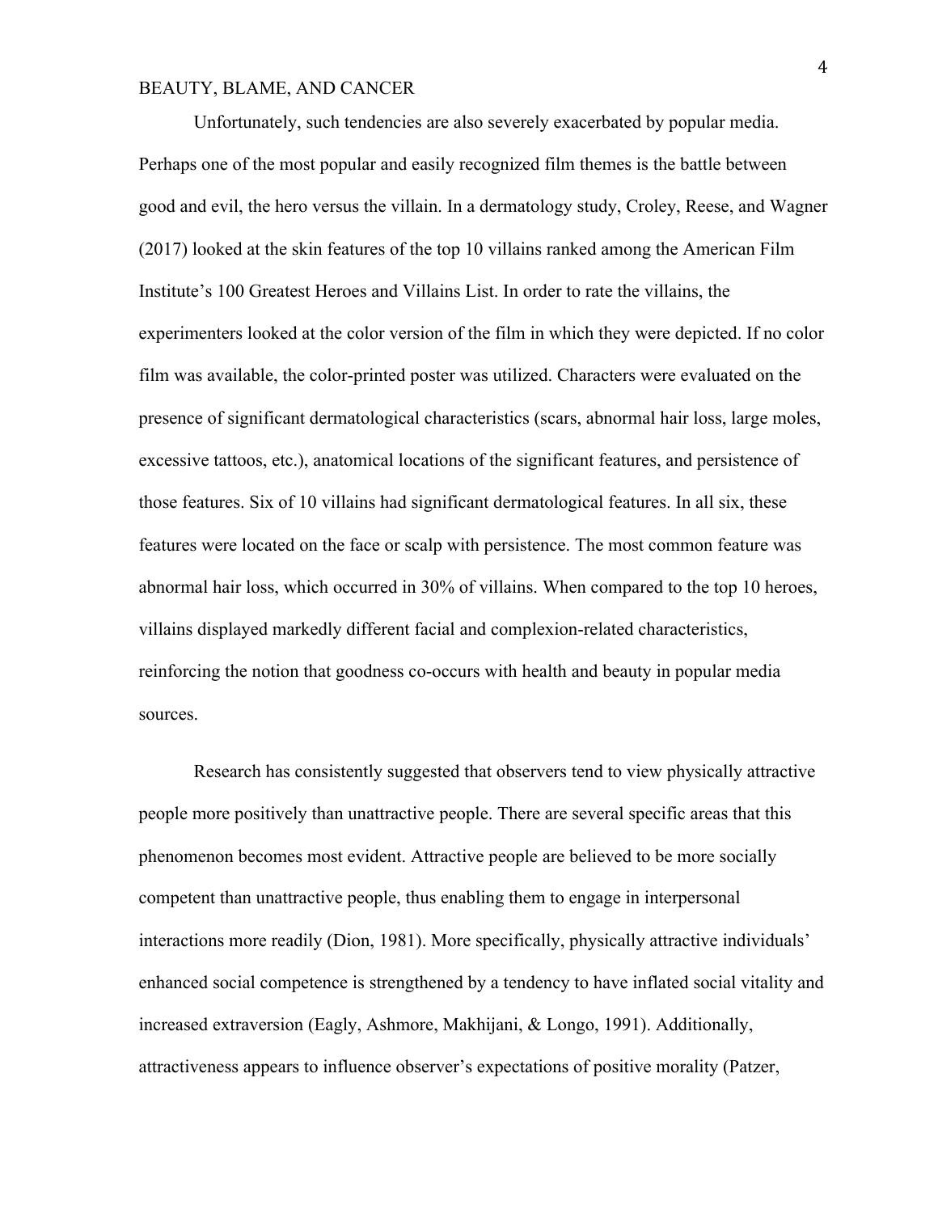Unfortunately, such tendencies are also severely exacerbated by popular media. Perhaps one of the most popular and easily recognized film themes is the battle between good and evil, the hero versus the villain. In a dermatology study, Croley, Reese, and Wagner (2017) looked at the skin features of the top 10 villains ranked among the American Film Institute's 100 Greatest Heroes and Villains List. In order to rate the villains, the experimenters looked at the color version of the film in which they were depicted. If no color film was available, the color-printed poster was utilized. Characters were evaluated on the presence of significant dermatological characteristics (scars, abnormal hair loss, large moles, excessive tattoos, etc.), anatomical locations of the significant features, and persistence of those features. Six of 10 villains had significant dermatological features. In all six, these features were located on the face or scalp with persistence. The most common feature was abnormal hair loss, which occurred in 30% of villains. When compared to the top 10 heroes, villains displayed markedly different facial and complexion-related characteristics, reinforcing the notion that goodness co-occurs with health and beauty in popular media sources.

Research has consistently suggested that observers tend to view physically attractive people more positively than unattractive people. There are several specific areas that this phenomenon becomes most evident. Attractive people are believed to be more socially competent than unattractive people, thus enabling them to engage in interpersonal interactions more readily (Dion, 1981). More specifically, physically attractive individuals' enhanced social competence is strengthened by a tendency to have inflated social vitality and increased extraversion (Eagly, Ashmore, Makhijani, & Longo, 1991). Additionally, attractiveness appears to influence observer's expectations of positive morality (Patzer,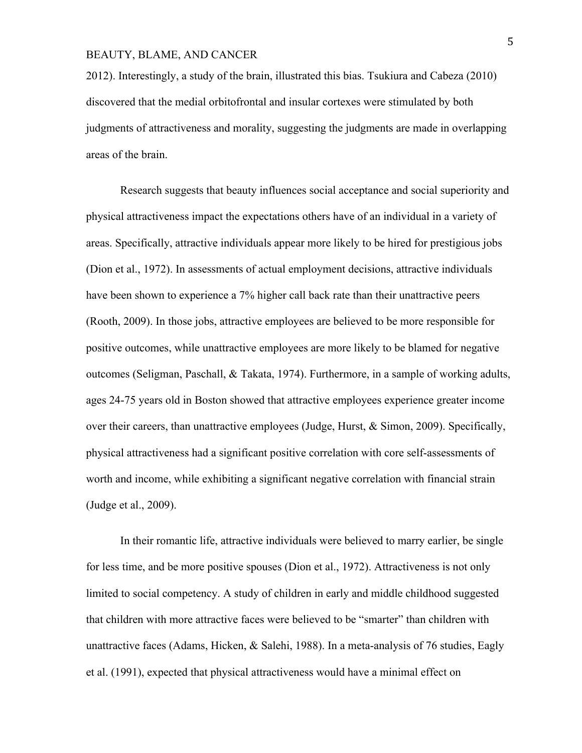2012). Interestingly, a study of the brain, illustrated this bias. Tsukiura and Cabeza (2010) discovered that the medial orbitofrontal and insular cortexes were stimulated by both judgments of attractiveness and morality, suggesting the judgments are made in overlapping areas of the brain.

Research suggests that beauty influences social acceptance and social superiority and physical attractiveness impact the expectations others have of an individual in a variety of areas. Specifically, attractive individuals appear more likely to be hired for prestigious jobs (Dion et al., 1972). In assessments of actual employment decisions, attractive individuals have been shown to experience a 7% higher call back rate than their unattractive peers (Rooth, 2009). In those jobs, attractive employees are believed to be more responsible for positive outcomes, while unattractive employees are more likely to be blamed for negative outcomes (Seligman, Paschall, & Takata, 1974). Furthermore, in a sample of working adults, ages 24-75 years old in Boston showed that attractive employees experience greater income over their careers, than unattractive employees (Judge, Hurst, & Simon, 2009). Specifically, physical attractiveness had a significant positive correlation with core self-assessments of worth and income, while exhibiting a significant negative correlation with financial strain (Judge et al., 2009).

In their romantic life, attractive individuals were believed to marry earlier, be single for less time, and be more positive spouses (Dion et al., 1972). Attractiveness is not only limited to social competency. A study of children in early and middle childhood suggested that children with more attractive faces were believed to be "smarter" than children with unattractive faces (Adams, Hicken, & Salehi, 1988). In a meta-analysis of 76 studies, Eagly et al. (1991), expected that physical attractiveness would have a minimal effect on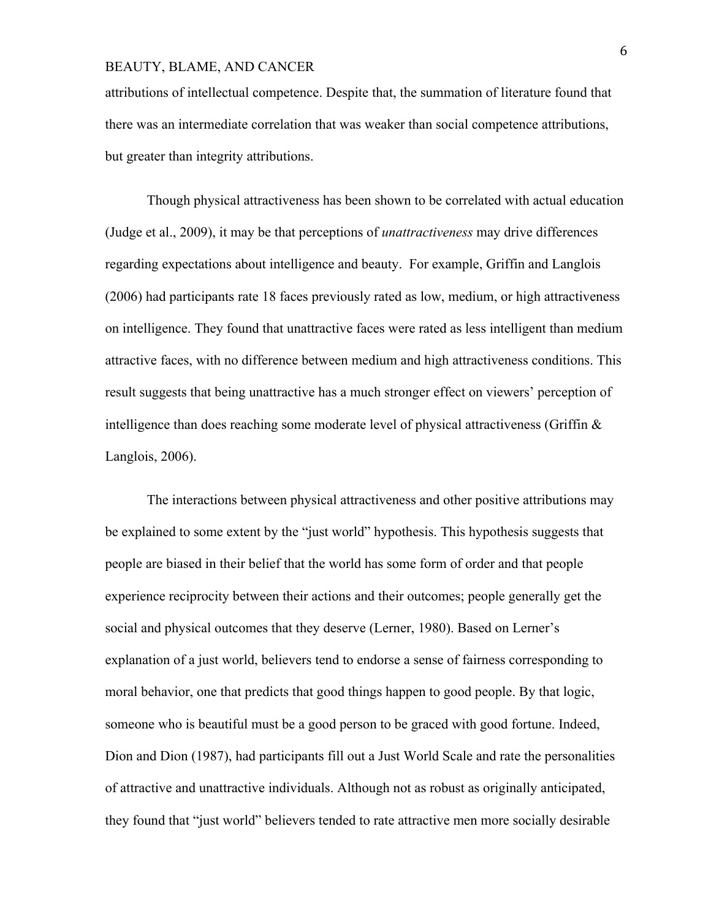attributions of intellectual competence. Despite that, the summation of literature found that there was an intermediate correlation that was weaker than social competence attributions, but greater than integrity attributions.

Though physical attractiveness has been shown to be correlated with actual education (Judge et al., 2009), it may be that perceptions of *unattractiveness* may drive differences regarding expectations about intelligence and beauty. For example, Griffin and Langlois (2006) had participants rate 18 faces previously rated as low, medium, or high attractiveness on intelligence. They found that unattractive faces were rated as less intelligent than medium attractive faces, with no difference between medium and high attractiveness conditions. This result suggests that being unattractive has a much stronger effect on viewers' perception of intelligence than does reaching some moderate level of physical attractiveness (Griffin & Langlois, 2006).

The interactions between physical attractiveness and other positive attributions may be explained to some extent by the "just world" hypothesis. This hypothesis suggests that people are biased in their belief that the world has some form of order and that people experience reciprocity between their actions and their outcomes; people generally get the social and physical outcomes that they deserve (Lerner, 1980). Based on Lerner's explanation of a just world, believers tend to endorse a sense of fairness corresponding to moral behavior, one that predicts that good things happen to good people. By that logic, someone who is beautiful must be a good person to be graced with good fortune. Indeed, Dion and Dion (1987), had participants fill out a Just World Scale and rate the personalities of attractive and unattractive individuals. Although not as robust as originally anticipated, they found that "just world" believers tended to rate attractive men more socially desirable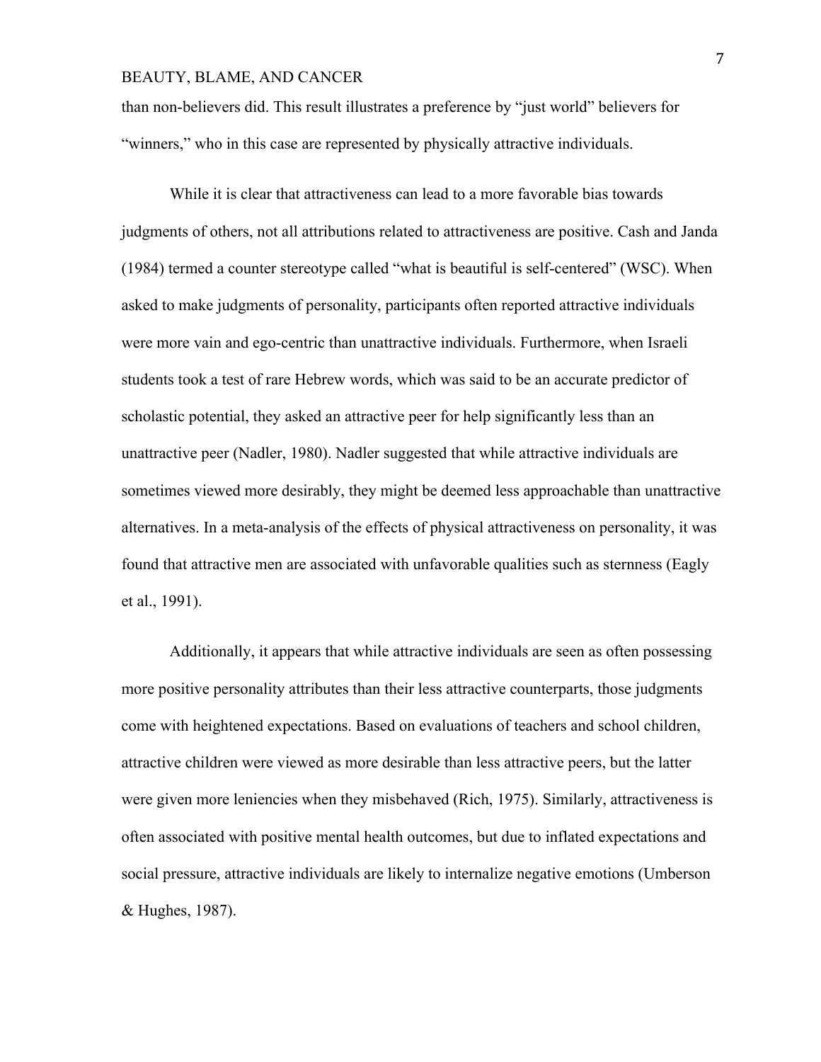than non-believers did. This result illustrates a preference by "just world" believers for "winners," who in this case are represented by physically attractive individuals.

While it is clear that attractiveness can lead to a more favorable bias towards judgments of others, not all attributions related to attractiveness are positive. Cash and Janda (1984) termed a counter stereotype called "what is beautiful is self-centered" (WSC). When asked to make judgments of personality, participants often reported attractive individuals were more vain and ego-centric than unattractive individuals. Furthermore, when Israeli students took a test of rare Hebrew words, which was said to be an accurate predictor of scholastic potential, they asked an attractive peer for help significantly less than an unattractive peer (Nadler, 1980). Nadler suggested that while attractive individuals are sometimes viewed more desirably, they might be deemed less approachable than unattractive alternatives. In a meta-analysis of the effects of physical attractiveness on personality, it was found that attractive men are associated with unfavorable qualities such as sternness (Eagly et al., 1991).

Additionally, it appears that while attractive individuals are seen as often possessing more positive personality attributes than their less attractive counterparts, those judgments come with heightened expectations. Based on evaluations of teachers and school children, attractive children were viewed as more desirable than less attractive peers, but the latter were given more leniencies when they misbehaved (Rich, 1975). Similarly, attractiveness is often associated with positive mental health outcomes, but due to inflated expectations and social pressure, attractive individuals are likely to internalize negative emotions (Umberson & Hughes, 1987).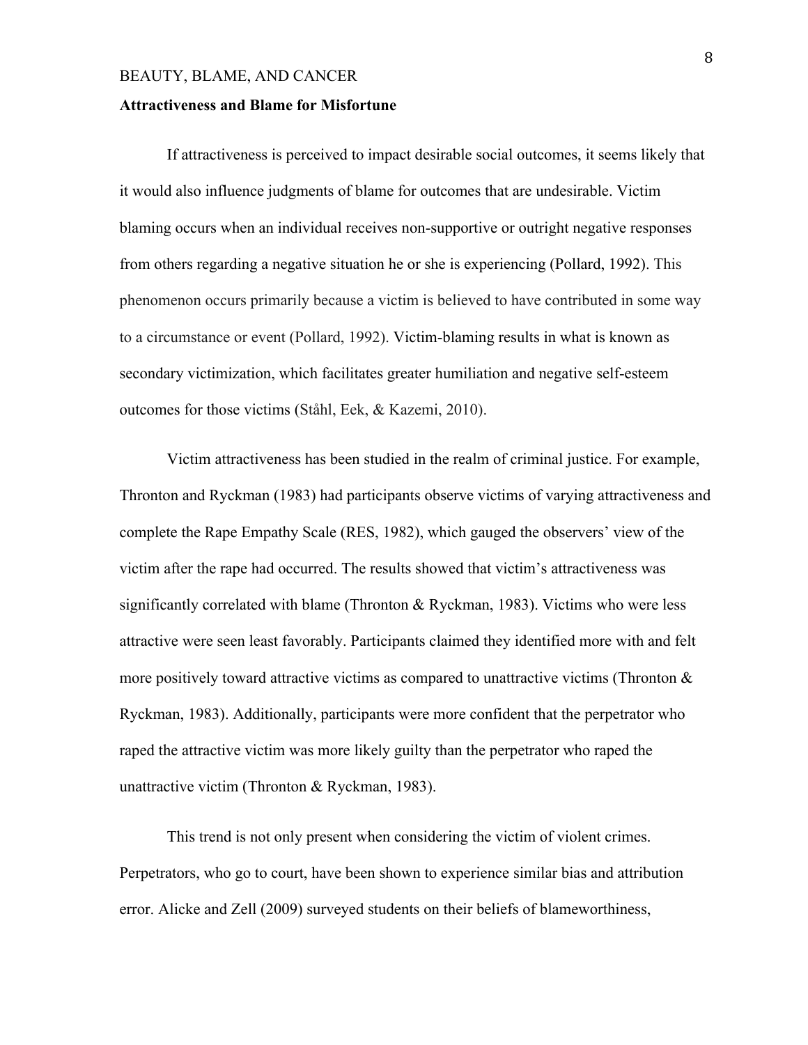**Attractiveness and Blame for Misfortune**

If attractiveness is perceived to impact desirable social outcomes, it seems likely that it would also influence judgments of blame for outcomes that are undesirable. Victim blaming occurs when an individual receives non-supportive or outright negative responses from others regarding a negative situation he or she is experiencing (Pollard, 1992). This phenomenon occurs primarily because a victim is believed to have contributed in some way to a circumstance or event (Pollard, 1992). Victim-blaming results in what is known as secondary victimization, which facilitates greater humiliation and negative self-esteem outcomes for those victims (Ståhl, Eek, & Kazemi, 2010).

Victim attractiveness has been studied in the realm of criminal justice. For example, Thronton and Ryckman (1983) had participants observe victims of varying attractiveness and complete the Rape Empathy Scale (RES, 1982), which gauged the observers' view of the victim after the rape had occurred. The results showed that victim's attractiveness was significantly correlated with blame (Thronton & Ryckman, 1983). Victims who were less attractive were seen least favorably. Participants claimed they identified more with and felt more positively toward attractive victims as compared to unattractive victims (Thronton & Ryckman, 1983). Additionally, participants were more confident that the perpetrator who raped the attractive victim was more likely guilty than the perpetrator who raped the unattractive victim (Thronton & Ryckman, 1983).

This trend is not only present when considering the victim of violent crimes. Perpetrators, who go to court, have been shown to experience similar bias and attribution error. Alicke and Zell (2009) surveyed students on their beliefs of blameworthiness,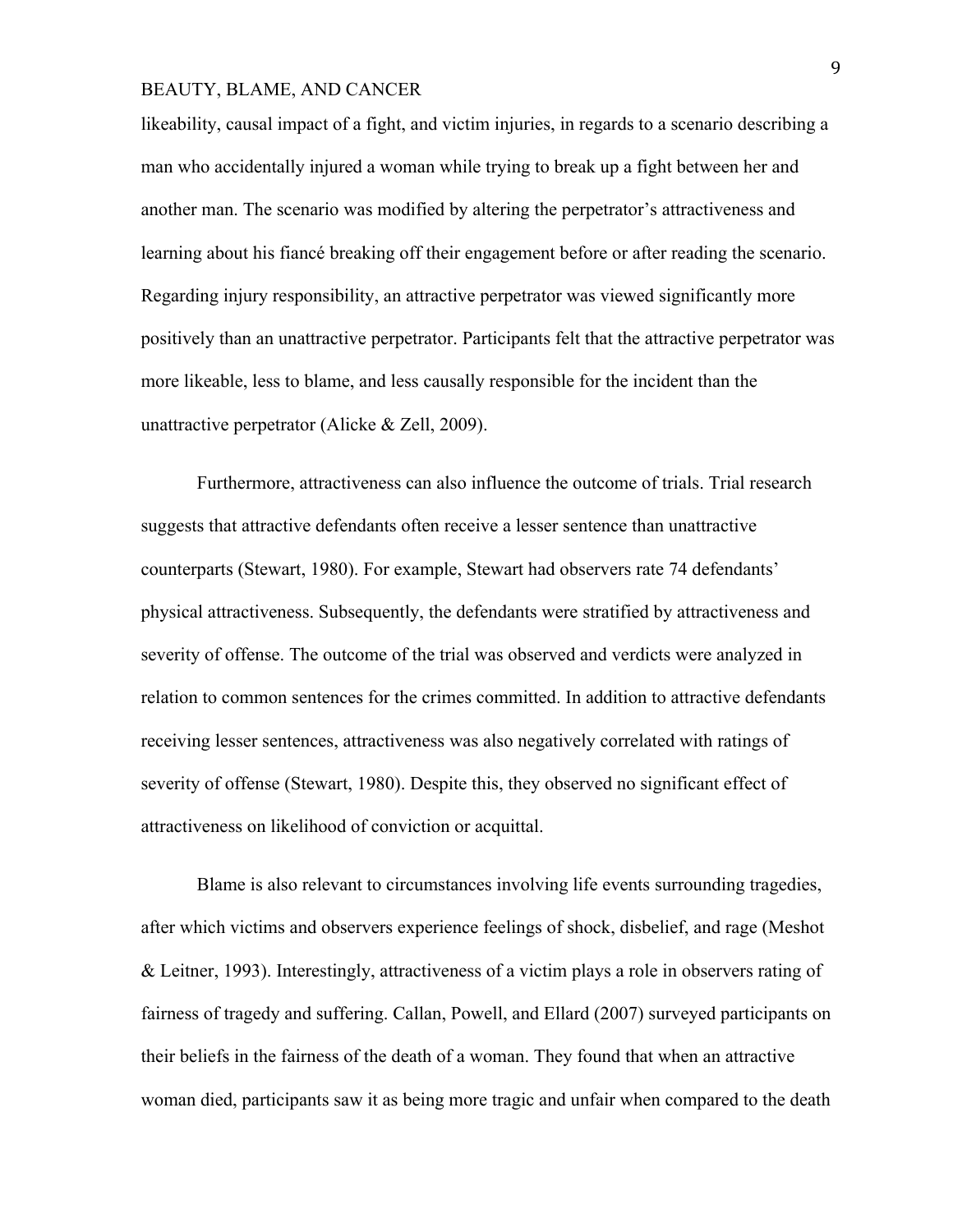likeability, causal impact of a fight, and victim injuries, in regards to a scenario describing a man who accidentally injured a woman while trying to break up a fight between her and another man. The scenario was modified by altering the perpetrator's attractiveness and learning about his fiancé breaking off their engagement before or after reading the scenario. Regarding injury responsibility, an attractive perpetrator was viewed significantly more positively than an unattractive perpetrator. Participants felt that the attractive perpetrator was more likeable, less to blame, and less causally responsible for the incident than the unattractive perpetrator (Alicke & Zell, 2009).

Furthermore, attractiveness can also influence the outcome of trials. Trial research suggests that attractive defendants often receive a lesser sentence than unattractive counterparts (Stewart, 1980). For example, Stewart had observers rate 74 defendants' physical attractiveness. Subsequently, the defendants were stratified by attractiveness and severity of offense. The outcome of the trial was observed and verdicts were analyzed in relation to common sentences for the crimes committed. In addition to attractive defendants receiving lesser sentences, attractiveness was also negatively correlated with ratings of severity of offense (Stewart, 1980). Despite this, they observed no significant effect of attractiveness on likelihood of conviction or acquittal.

Blame is also relevant to circumstances involving life events surrounding tragedies, after which victims and observers experience feelings of shock, disbelief, and rage (Meshot & Leitner, 1993). Interestingly, attractiveness of a victim plays a role in observers rating of fairness of tragedy and suffering. Callan, Powell, and Ellard (2007) surveyed participants on their beliefs in the fairness of the death of a woman. They found that when an attractive woman died, participants saw it as being more tragic and unfair when compared to the death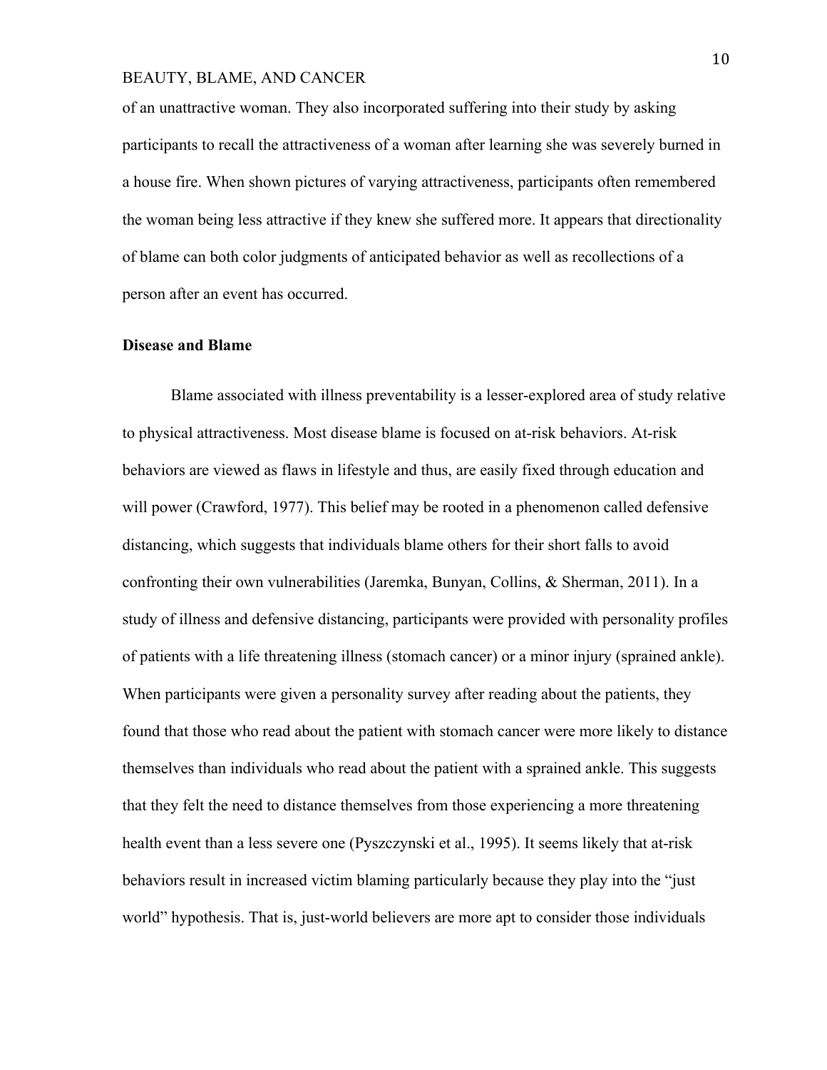of an unattractive woman. They also incorporated suffering into their study by asking participants to recall the attractiveness of a woman after learning she was severely burned in a house fire. When shown pictures of varying attractiveness, participants often remembered the woman being less attractive if they knew she suffered more. It appears that directionality of blame can both color judgments of anticipated behavior as well as recollections of a person after an event has occurred.

**Disease and Blame**

Blame associated with illness preventability is a lesser-explored area of study relative to physical attractiveness. Most disease blame is focused on at-risk behaviors. At-risk behaviors are viewed as flaws in lifestyle and thus, are easily fixed through education and will power (Crawford, 1977). This belief may be rooted in a phenomenon called defensive distancing, which suggests that individuals blame others for their short falls to avoid confronting their own vulnerabilities (Jaremka, Bunyan, Collins, & Sherman, 2011). In a study of illness and defensive distancing, participants were provided with personality profiles of patients with a life threatening illness (stomach cancer) or a minor injury (sprained ankle). When participants were given a personality survey after reading about the patients, they found that those who read about the patient with stomach cancer were more likely to distance themselves than individuals who read about the patient with a sprained ankle. This suggests that they felt the need to distance themselves from those experiencing a more threatening health event than a less severe one (Pyszczynski et al., 1995). It seems likely that at-risk behaviors result in increased victim blaming particularly because they play into the "just world" hypothesis. That is, just-world believers are more apt to consider those individuals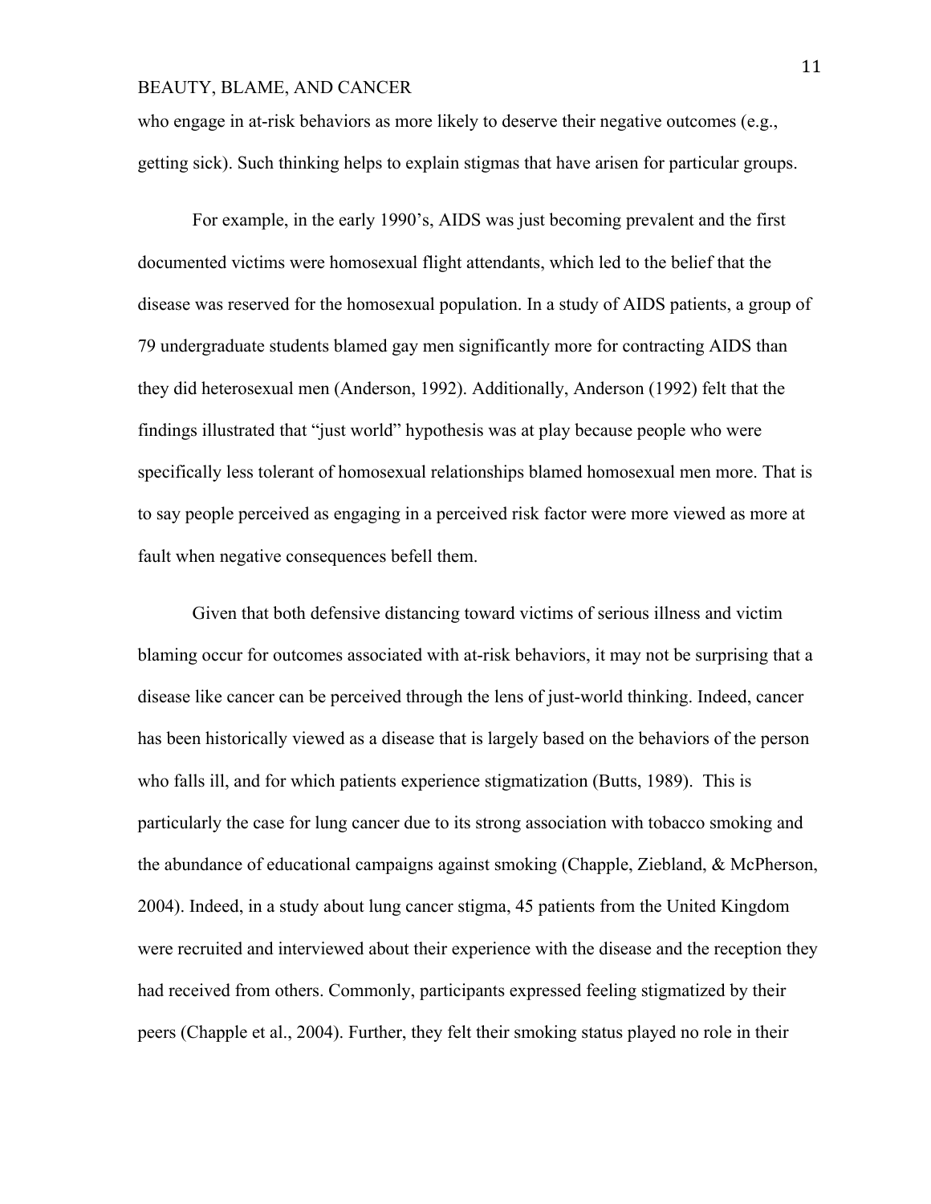who engage in at-risk behaviors as more likely to deserve their negative outcomes (e.g., getting sick). Such thinking helps to explain stigmas that have arisen for particular groups.

For example, in the early 1990's, AIDS was just becoming prevalent and the first documented victims were homosexual flight attendants, which led to the belief that the disease was reserved for the homosexual population. In a study of AIDS patients, a group of 79 undergraduate students blamed gay men significantly more for contracting AIDS than they did heterosexual men (Anderson, 1992). Additionally, Anderson (1992) felt that the findings illustrated that "just world" hypothesis was at play because people who were specifically less tolerant of homosexual relationships blamed homosexual men more. That is to say people perceived as engaging in a perceived risk factor were more viewed as more at fault when negative consequences befell them.

Given that both defensive distancing toward victims of serious illness and victim blaming occur for outcomes associated with at-risk behaviors, it may not be surprising that a disease like cancer can be perceived through the lens of just-world thinking. Indeed, cancer has been historically viewed as a disease that is largely based on the behaviors of the person who falls ill, and for which patients experience stigmatization (Butts, 1989). This is particularly the case for lung cancer due to its strong association with tobacco smoking and the abundance of educational campaigns against smoking (Chapple, Ziebland, & McPherson, 2004). Indeed, in a study about lung cancer stigma, 45 patients from the United Kingdom were recruited and interviewed about their experience with the disease and the reception they had received from others. Commonly, participants expressed feeling stigmatized by their peers (Chapple et al., 2004). Further, they felt their smoking status played no role in their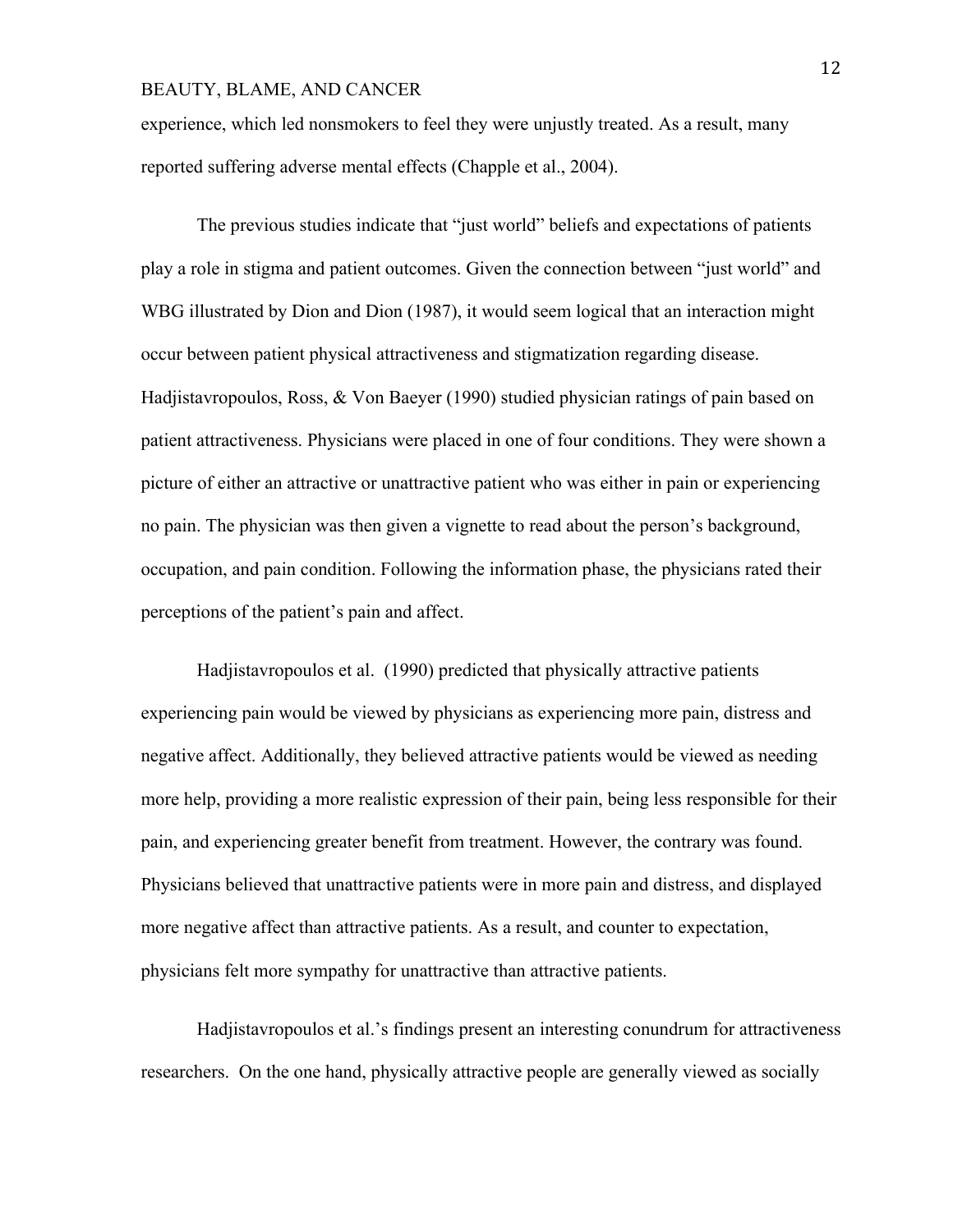experience, which led nonsmokers to feel they were unjustly treated. As a result, many reported suffering adverse mental effects (Chapple et al., 2004).

The previous studies indicate that "just world" beliefs and expectations of patients play a role in stigma and patient outcomes. Given the connection between "just world" and WBG illustrated by Dion and Dion (1987), it would seem logical that an interaction might occur between patient physical attractiveness and stigmatization regarding disease. Hadjistavropoulos, Ross, & Von Baeyer (1990) studied physician ratings of pain based on patient attractiveness. Physicians were placed in one of four conditions. They were shown a picture of either an attractive or unattractive patient who was either in pain or experiencing no pain. The physician was then given a vignette to read about the person's background, occupation, and pain condition. Following the information phase, the physicians rated their perceptions of the patient's pain and affect.

Hadjistavropoulos et al. (1990) predicted that physically attractive patients experiencing pain would be viewed by physicians as experiencing more pain, distress and negative affect. Additionally, they believed attractive patients would be viewed as needing more help, providing a more realistic expression of their pain, being less responsible for their pain, and experiencing greater benefit from treatment. However, the contrary was found. Physicians believed that unattractive patients were in more pain and distress, and displayed more negative affect than attractive patients. As a result, and counter to expectation, physicians felt more sympathy for unattractive than attractive patients.

Hadjistavropoulos et al.'s findings present an interesting conundrum for attractiveness researchers. On the one hand, physically attractive people are generally viewed as socially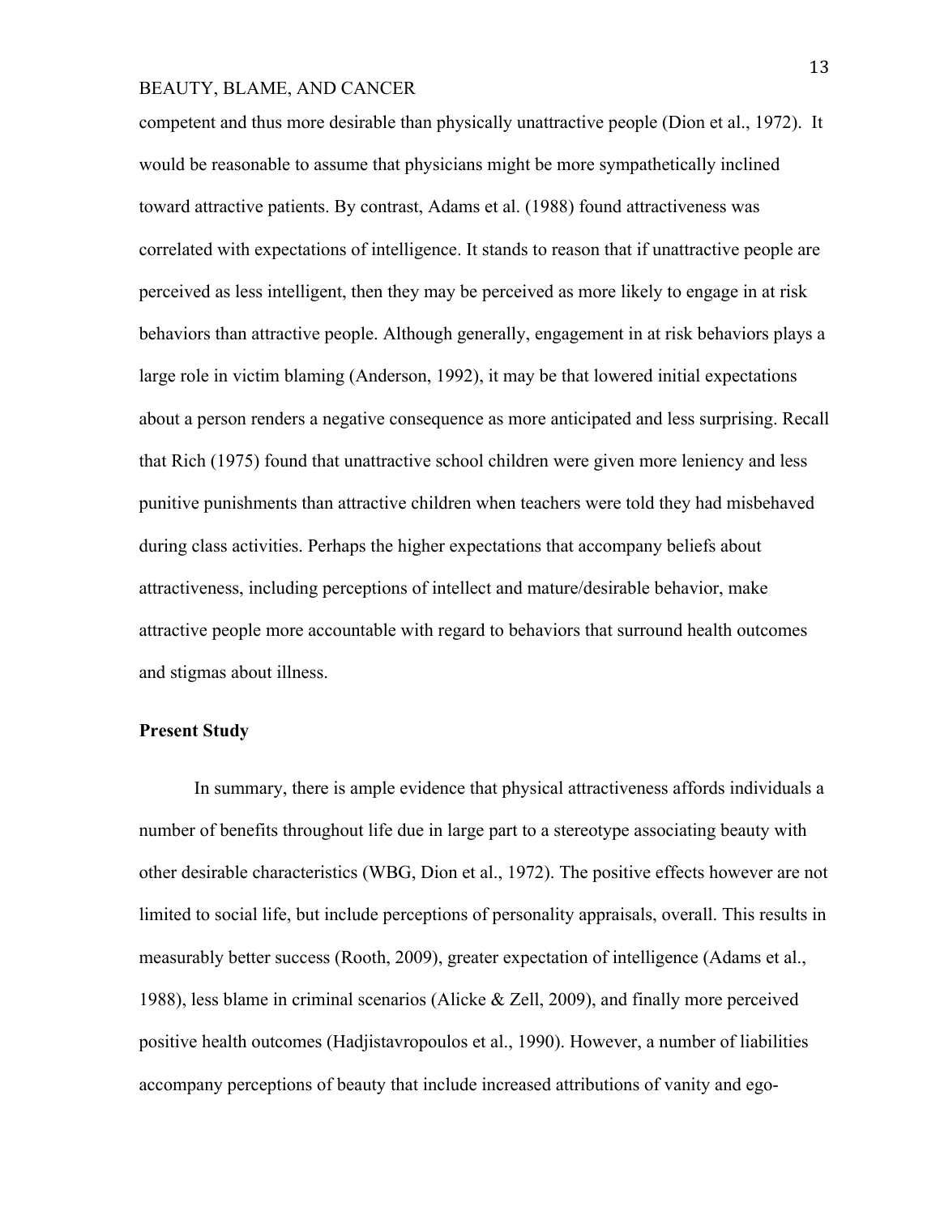competent and thus more desirable than physically unattractive people (Dion et al., 1972). It would be reasonable to assume that physicians might be more sympathetically inclined toward attractive patients. By contrast, Adams et al. (1988) found attractiveness was correlated with expectations of intelligence. It stands to reason that if unattractive people are perceived as less intelligent, then they may be perceived as more likely to engage in at risk behaviors than attractive people. Although generally, engagement in at risk behaviors plays a large role in victim blaming (Anderson, 1992), it may be that lowered initial expectations about a person renders a negative consequence as more anticipated and less surprising. Recall that Rich (1975) found that unattractive school children were given more leniency and less punitive punishments than attractive children when teachers were told they had misbehaved during class activities. Perhaps the higher expectations that accompany beliefs about attractiveness, including perceptions of intellect and mature/desirable behavior, make attractive people more accountable with regard to behaviors that surround health outcomes and stigmas about illness.

**Present Study**

In summary, there is ample evidence that physical attractiveness affords individuals a number of benefits throughout life due in large part to a stereotype associating beauty with other desirable characteristics (WBG, Dion et al., 1972). The positive effects however are not limited to social life, but include perceptions of personality appraisals, overall. This results in measurably better success (Rooth, 2009), greater expectation of intelligence (Adams et al., 1988), less blame in criminal scenarios (Alicke & Zell, 2009), and finally more perceived positive health outcomes (Hadjistavropoulos et al., 1990). However, a number of liabilities accompany perceptions of beauty that include increased attributions of vanity and ego-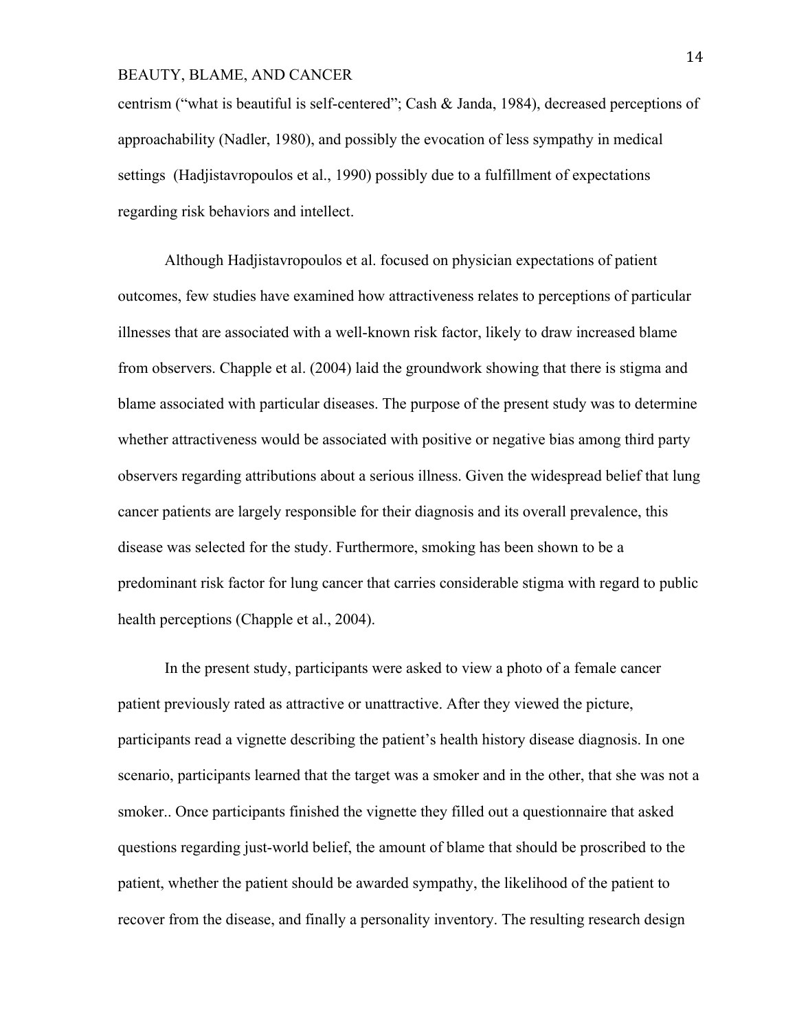centrism ("what is beautiful is self-centered"; Cash & Janda, 1984), decreased perceptions of approachability (Nadler, 1980), and possibly the evocation of less sympathy in medical settings (Hadjistavropoulos et al., 1990) possibly due to a fulfillment of expectations regarding risk behaviors and intellect.

Although Hadjistavropoulos et al. focused on physician expectations of patient outcomes, few studies have examined how attractiveness relates to perceptions of particular illnesses that are associated with a well-known risk factor, likely to draw increased blame from observers. Chapple et al. (2004) laid the groundwork showing that there is stigma and blame associated with particular diseases. The purpose of the present study was to determine whether attractiveness would be associated with positive or negative bias among third party observers regarding attributions about a serious illness. Given the widespread belief that lung cancer patients are largely responsible for their diagnosis and its overall prevalence, this disease was selected for the study. Furthermore, smoking has been shown to be a predominant risk factor for lung cancer that carries considerable stigma with regard to public health perceptions (Chapple et al., 2004).

In the present study, participants were asked to view a photo of a female cancer patient previously rated as attractive or unattractive. After they viewed the picture, participants read a vignette describing the patient's health history disease diagnosis. In one scenario, participants learned that the target was a smoker and in the other, that she was not a smoker.. Once participants finished the vignette they filled out a questionnaire that asked questions regarding just-world belief, the amount of blame that should be proscribed to the patient, whether the patient should be awarded sympathy, the likelihood of the patient to recover from the disease, and finally a personality inventory. The resulting research design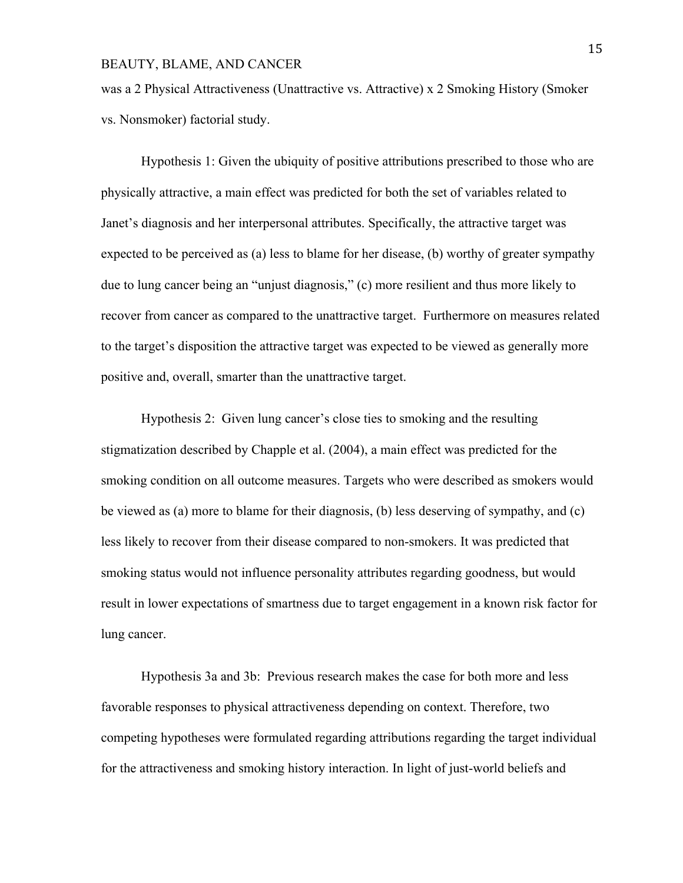was a 2 Physical Attractiveness (Unattractive vs. Attractive) x 2 Smoking History (Smoker vs. Nonsmoker) factorial study.

Hypothesis 1: Given the ubiquity of positive attributions prescribed to those who are physically attractive, a main effect was predicted for both the set of variables related to Janet's diagnosis and her interpersonal attributes. Specifically, the attractive target was expected to be perceived as (a) less to blame for her disease, (b) worthy of greater sympathy due to lung cancer being an "unjust diagnosis," (c) more resilient and thus more likely to recover from cancer as compared to the unattractive target. Furthermore on measures related to the target's disposition the attractive target was expected to be viewed as generally more positive and, overall, smarter than the unattractive target.

Hypothesis 2: Given lung cancer's close ties to smoking and the resulting stigmatization described by Chapple et al. (2004), a main effect was predicted for the smoking condition on all outcome measures. Targets who were described as smokers would be viewed as (a) more to blame for their diagnosis, (b) less deserving of sympathy, and (c) less likely to recover from their disease compared to non-smokers. It was predicted that smoking status would not influence personality attributes regarding goodness, but would result in lower expectations of smartness due to target engagement in a known risk factor for lung cancer.

Hypothesis 3a and 3b: Previous research makes the case for both more and less favorable responses to physical attractiveness depending on context. Therefore, two competing hypotheses were formulated regarding attributions regarding the target individual for the attractiveness and smoking history interaction. In light of just-world beliefs and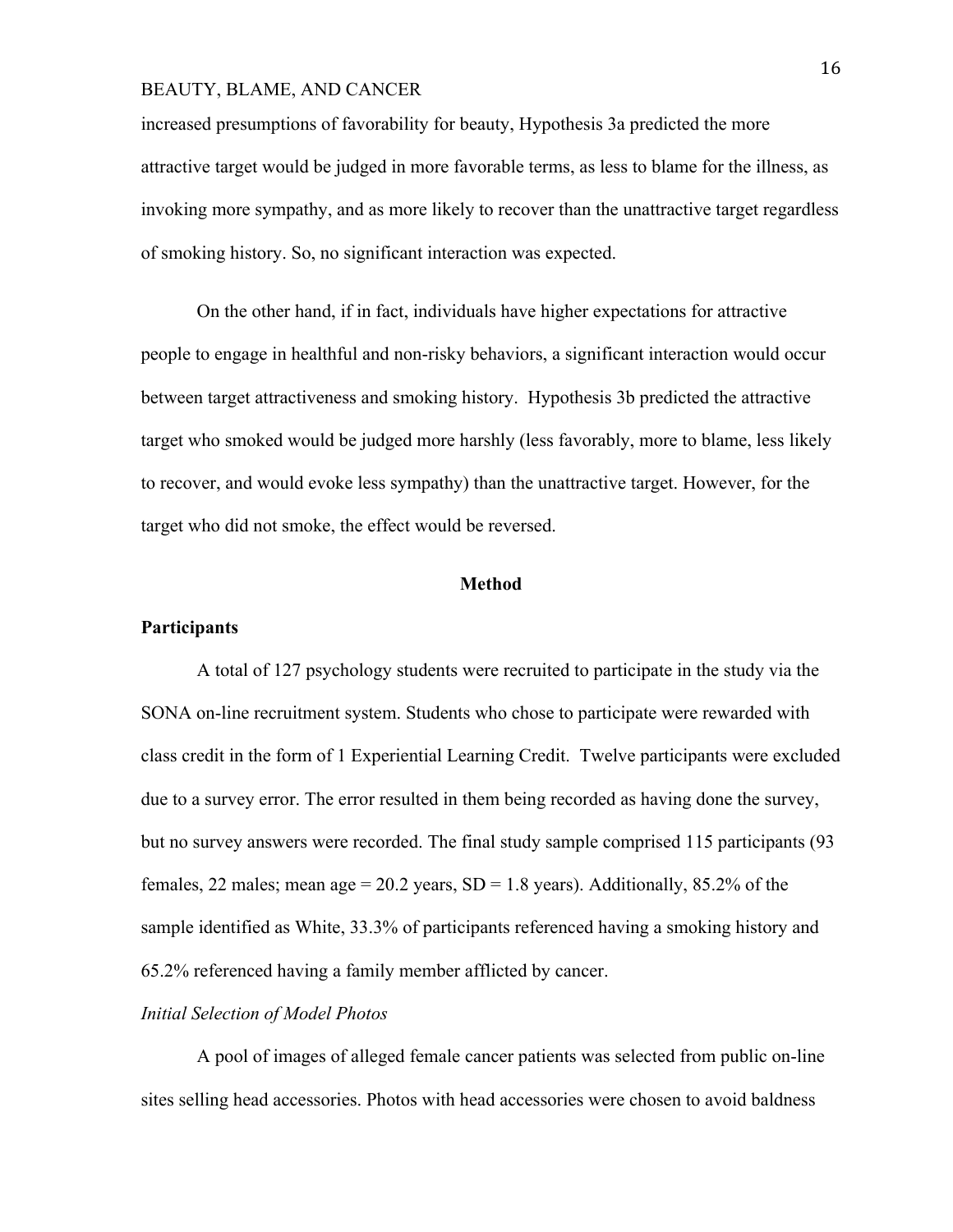increased presumptions of favorability for beauty, Hypothesis 3a predicted the more attractive target would be judged in more favorable terms, as less to blame for the illness, as invoking more sympathy, and as more likely to recover than the unattractive target regardless of smoking history. So, no significant interaction was expected.

On the other hand, if in fact, individuals have higher expectations for attractive people to engage in healthful and non-risky behaviors, a significant interaction would occur between target attractiveness and smoking history. Hypothesis 3b predicted the attractive target who smoked would be judged more harshly (less favorably, more to blame, less likely to recover, and would evoke less sympathy) than the unattractive target. However, for the target who did not smoke, the effect would be reversed.

## Method

### Participants

A total of 127 psychology students were recruited to participate in the study via the SONA on-line recruitment system. Students who chose to participate were rewarded with class credit in the form of 1 Experiential Learning Credit. Twelve participants were excluded due to a survey error. The error resulted in them being recorded as having done the survey, but no survey answers were recorded. The final study sample comprised 115 participants (93 females, 22 males; mean age = 20.2 years, SD = 1.8 years). Additionally, 85.2% of the sample identified as White, 33.3% of participants referenced having a smoking history and 65.2% referenced having a family member afflicted by cancer.

#### *Initial Selection of Model Photos*

A pool of images of alleged female cancer patients was selected from public on-line sites selling head accessories. Photos with head accessories were chosen to avoid baldness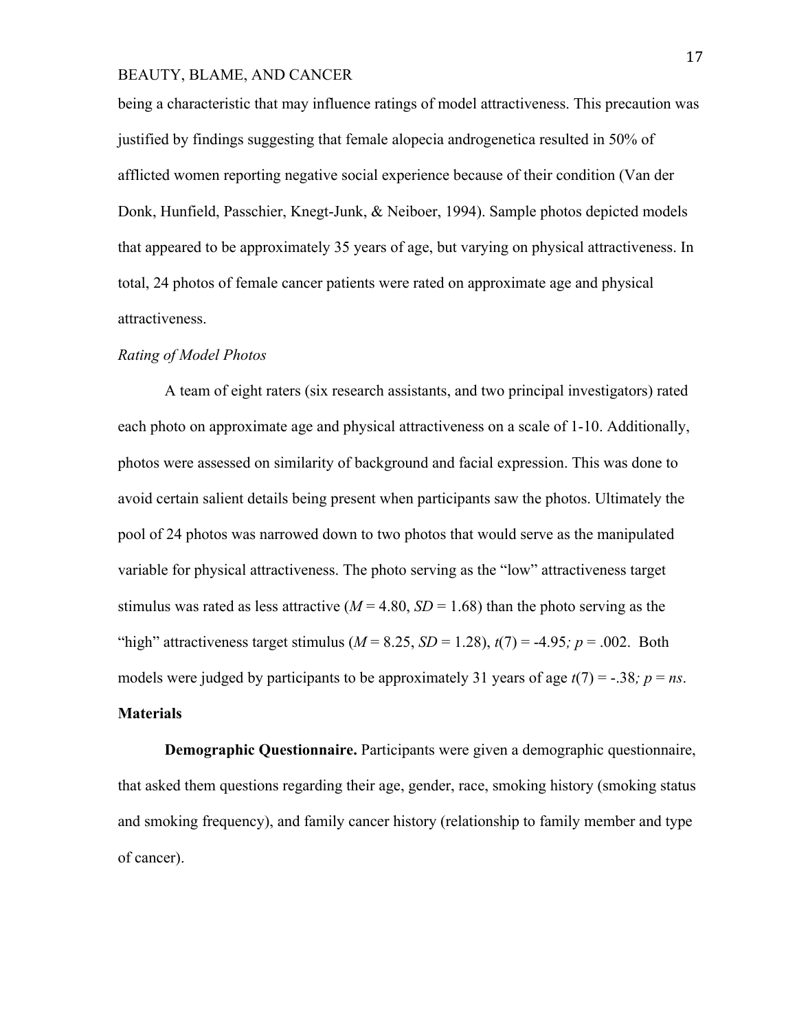being a characteristic that may influence ratings of model attractiveness. This precaution was justified by findings suggesting that female alopecia androgenetica resulted in 50% of afflicted women reporting negative social experience because of their condition (Van der Donk, Hunfield, Passchier, Knegt-Junk, & Neiboer, 1994). Sample photos depicted models that appeared to be approximately 35 years of age, but varying on physical attractiveness. In total, 24 photos of female cancer patients were rated on approximate age and physical attractiveness.

*Rating of Model Photos*

A team of eight raters (six research assistants, and two principal investigators) rated each photo on approximate age and physical attractiveness on a scale of 1-10. Additionally, photos were assessed on similarity of background and facial expression. This was done to avoid certain salient details being present when participants saw the photos. Ultimately the pool of 24 photos was narrowed down to two photos that would serve as the manipulated variable for physical attractiveness. The photo serving as the "low" attractiveness target stimulus was rated as less attractive ($M = 4.80$, $SD = 1.68$) than the photo serving as the "high" attractiveness target stimulus ($M = 8.25$, $SD = 1.28$), $t(7) = -4.95$; $p = .002$. Both models were judged by participants to be approximately 31 years of age $t(7) = -.38$; $p = ns$.

**Materials**

**Demographic Questionnaire.** Participants were given a demographic questionnaire, that asked them questions regarding their age, gender, race, smoking history (smoking status and smoking frequency), and family cancer history (relationship to family member and type of cancer).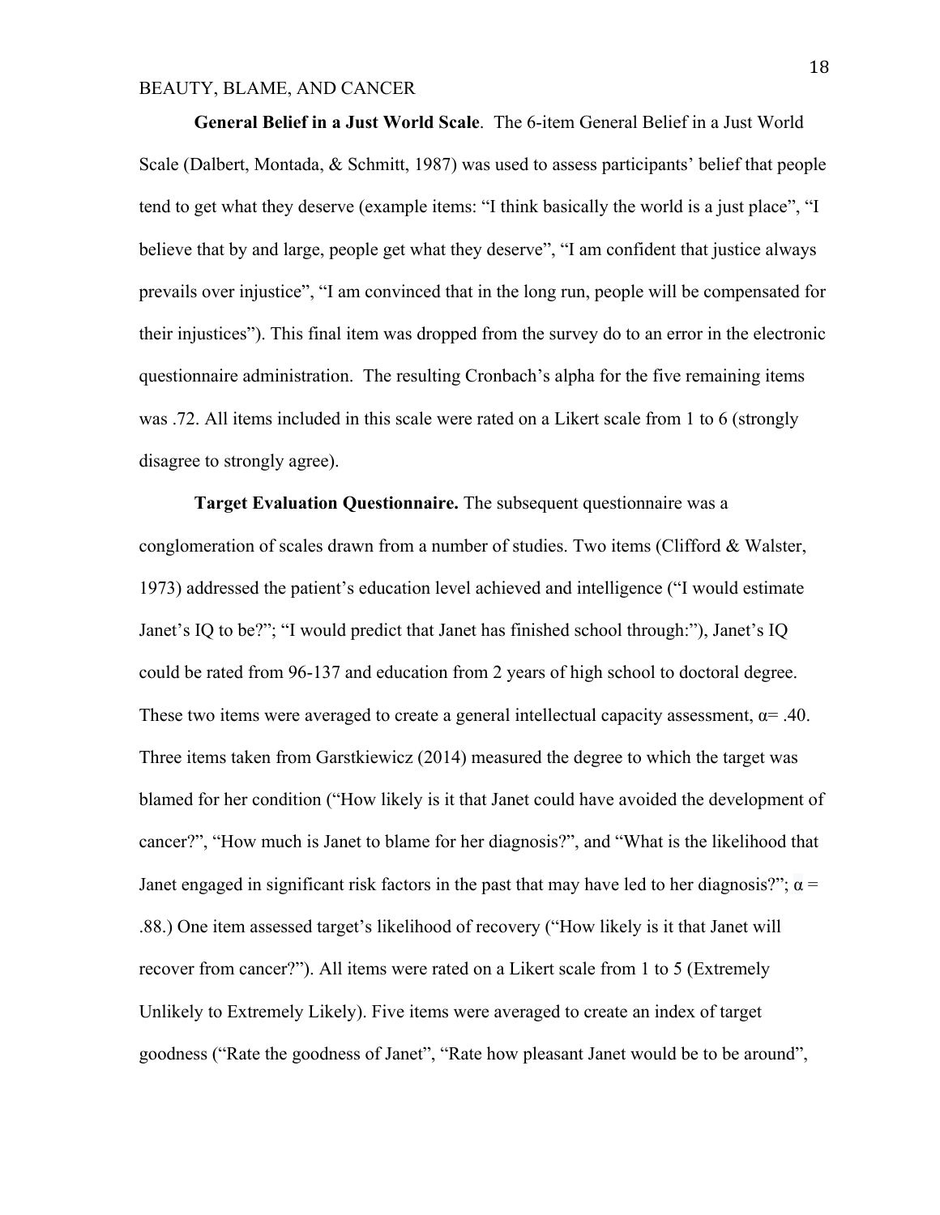**General Belief in a Just World Scale**. The 6-item General Belief in a Just World Scale (Dalbert, Montada, & Schmitt, 1987) was used to assess participants' belief that people tend to get what they deserve (example items: "I think basically the world is a just place", "I believe that by and large, people get what they deserve", "I am confident that justice always prevails over injustice", "I am convinced that in the long run, people will be compensated for their injustices"). This final item was dropped from the survey do to an error in the electronic questionnaire administration. The resulting Cronbach's alpha for the five remaining items was .72. All items included in this scale were rated on a Likert scale from 1 to 6 (strongly disagree to strongly agree).

**Target Evaluation Questionnaire.** The subsequent questionnaire was a conglomeration of scales drawn from a number of studies. Two items (Clifford & Walster, 1973) addressed the patient's education level achieved and intelligence ("I would estimate Janet's IQ to be?"; "I would predict that Janet has finished school through:"), Janet's IQ could be rated from 96-137 and education from 2 years of high school to doctoral degree. These two items were averaged to create a general intellectual capacity assessment, $\alpha = .40$. Three items taken from Garstkiewicz (2014) measured the degree to which the target was blamed for her condition ("How likely is it that Janet could have avoided the development of cancer?", "How much is Janet to blame for her diagnosis?", and "What is the likelihood that Janet engaged in significant risk factors in the past that may have led to her diagnosis?"; $\alpha = .88$.) One item assessed target's likelihood of recovery ("How likely is it that Janet will recover from cancer?"). All items were rated on a Likert scale from 1 to 5 (Extremely Unlikely to Extremely Likely). Five items were averaged to create an index of target goodness ("Rate the goodness of Janet", "Rate how pleasant Janet would be to be around",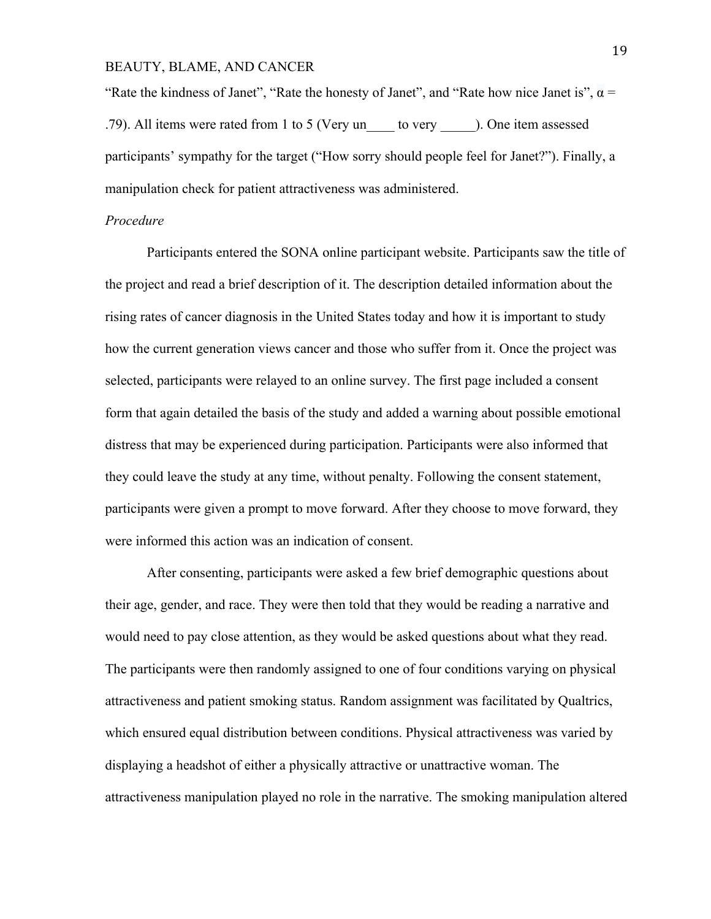"Rate the kindness of Janet", "Rate the honesty of Janet", and "Rate how nice Janet is", $\alpha$ = .79). All items were rated from 1 to 5 (Very un____ to very _____). One item assessed participants' sympathy for the target ("How sorry should people feel for Janet?"). Finally, a manipulation check for patient attractiveness was administered.

*Procedure*

Participants entered the SONA online participant website. Participants saw the title of the project and read a brief description of it. The description detailed information about the rising rates of cancer diagnosis in the United States today and how it is important to study how the current generation views cancer and those who suffer from it. Once the project was selected, participants were relayed to an online survey. The first page included a consent form that again detailed the basis of the study and added a warning about possible emotional distress that may be experienced during participation. Participants were also informed that they could leave the study at any time, without penalty. Following the consent statement, participants were given a prompt to move forward. After they choose to move forward, they were informed this action was an indication of consent.

After consenting, participants were asked a few brief demographic questions about their age, gender, and race. They were then told that they would be reading a narrative and would need to pay close attention, as they would be asked questions about what they read. The participants were then randomly assigned to one of four conditions varying on physical attractiveness and patient smoking status. Random assignment was facilitated by Qualtrics, which ensured equal distribution between conditions. Physical attractiveness was varied by displaying a headshot of either a physically attractive or unattractive woman. The attractiveness manipulation played no role in the narrative. The smoking manipulation altered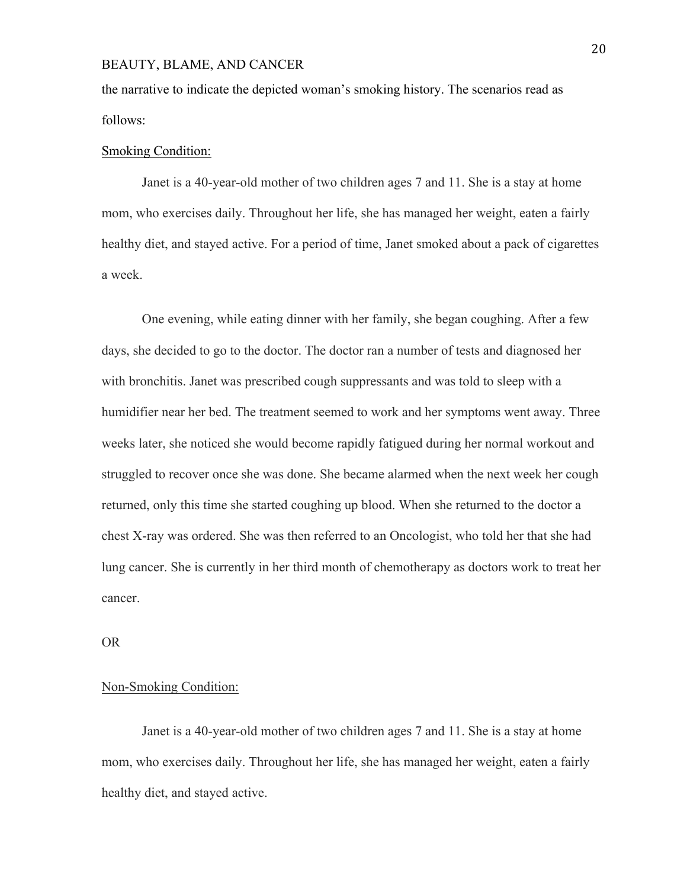the narrative to indicate the depicted woman's smoking history. The scenarios read as follows:

<u>Smoking Condition:</u>

Janet is a 40-year-old mother of two children ages 7 and 11. She is a stay at home mom, who exercises daily. Throughout her life, she has managed her weight, eaten a fairly healthy diet, and stayed active. For a period of time, Janet smoked about a pack of cigarettes a week.

One evening, while eating dinner with her family, she began coughing. After a few days, she decided to go to the doctor. The doctor ran a number of tests and diagnosed her with bronchitis. Janet was prescribed cough suppressants and was told to sleep with a humidifier near her bed. The treatment seemed to work and her symptoms went away. Three weeks later, she noticed she would become rapidly fatigued during her normal workout and struggled to recover once she was done. She became alarmed when the next week her cough returned, only this time she started coughing up blood. When she returned to the doctor a chest X-ray was ordered. She was then referred to an Oncologist, who told her that she had lung cancer. She is currently in her third month of chemotherapy as doctors work to treat her cancer.

OR

<u>Non-Smoking Condition:</u>

Janet is a 40-year-old mother of two children ages 7 and 11. She is a stay at home mom, who exercises daily. Throughout her life, she has managed her weight, eaten a fairly healthy diet, and stayed active.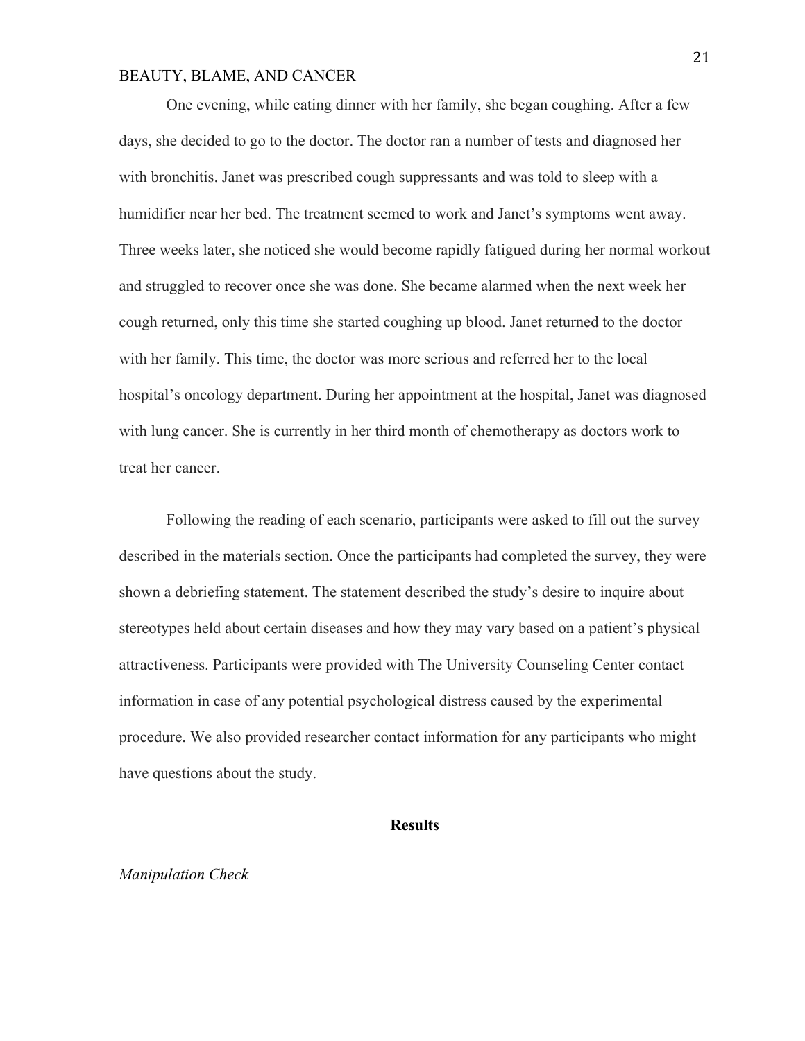One evening, while eating dinner with her family, she began coughing. After a few days, she decided to go to the doctor. The doctor ran a number of tests and diagnosed her with bronchitis. Janet was prescribed cough suppressants and was told to sleep with a humidifier near her bed. The treatment seemed to work and Janet's symptoms went away. Three weeks later, she noticed she would become rapidly fatigued during her normal workout and struggled to recover once she was done. She became alarmed when the next week her cough returned, only this time she started coughing up blood. Janet returned to the doctor with her family. This time, the doctor was more serious and referred her to the local hospital's oncology department. During her appointment at the hospital, Janet was diagnosed with lung cancer. She is currently in her third month of chemotherapy as doctors work to treat her cancer.

Following the reading of each scenario, participants were asked to fill out the survey described in the materials section. Once the participants had completed the survey, they were shown a debriefing statement. The statement described the study's desire to inquire about stereotypes held about certain diseases and how they may vary based on a patient's physical attractiveness. Participants were provided with The University Counseling Center contact information in case of any potential psychological distress caused by the experimental procedure. We also provided researcher contact information for any participants who might have questions about the study.

## Results

*Manipulation Check*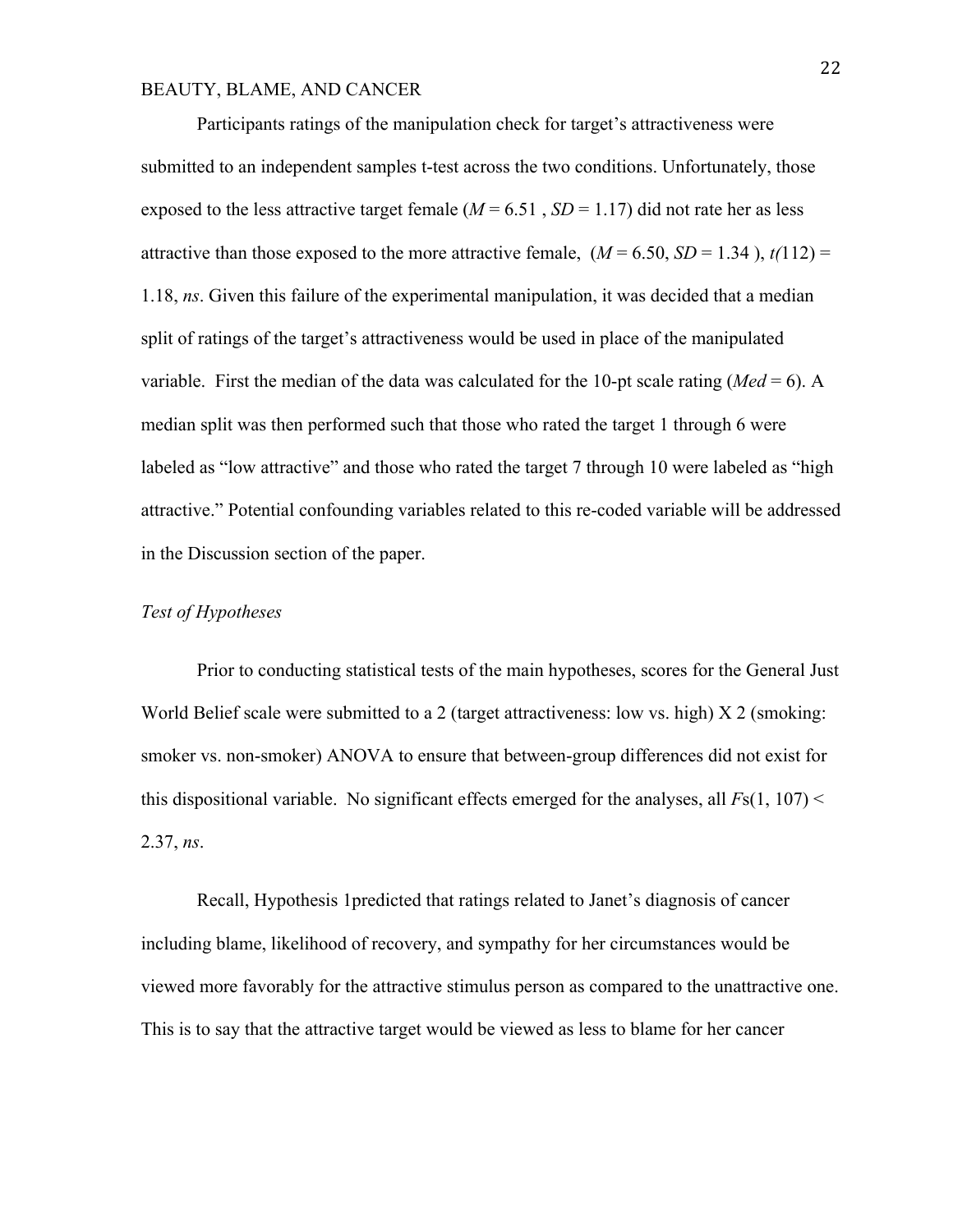Participants ratings of the manipulation check for target's attractiveness were submitted to an independent samples t-test across the two conditions. Unfortunately, those exposed to the less attractive target female ($M$ = 6.51 , $SD$ = 1.17) did not rate her as less attractive than those exposed to the more attractive female, ($M$ = 6.50, $SD$ = 1.34 ), $t(112)$ = 1.18, *ns*. Given this failure of the experimental manipulation, it was decided that a median split of ratings of the target's attractiveness would be used in place of the manipulated variable. First the median of the data was calculated for the 10-pt scale rating (*Med* = 6). A median split was then performed such that those who rated the target 1 through 6 were labeled as "low attractive" and those who rated the target 7 through 10 were labeled as "high attractive." Potential confounding variables related to this re-coded variable will be addressed in the Discussion section of the paper.

*Test of Hypotheses*

Prior to conducting statistical tests of the main hypotheses, scores for the General Just World Belief scale were submitted to a 2 (target attractiveness: low vs. high) X 2 (smoking: smoker vs. non-smoker) ANOVA to ensure that between-group differences did not exist for this dispositional variable. No significant effects emerged for the analyses, all $F$s(1, 107) < 2.37, *ns*.

Recall, Hypothesis 1predicted that ratings related to Janet's diagnosis of cancer including blame, likelihood of recovery, and sympathy for her circumstances would be viewed more favorably for the attractive stimulus person as compared to the unattractive one. This is to say that the attractive target would be viewed as less to blame for her cancer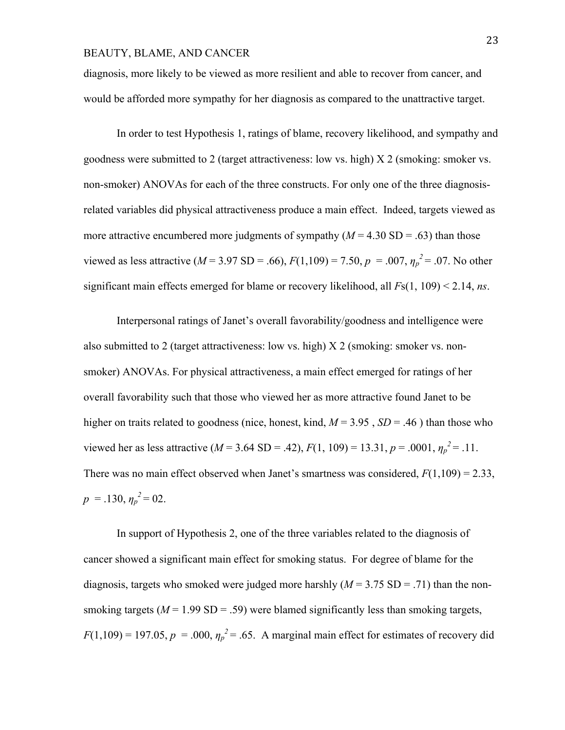diagnosis, more likely to be viewed as more resilient and able to recover from cancer, and would be afforded more sympathy for her diagnosis as compared to the unattractive target.

In order to test Hypothesis 1, ratings of blame, recovery likelihood, and sympathy and goodness were submitted to 2 (target attractiveness: low vs. high) X 2 (smoking: smoker vs. non-smoker) ANOVAs for each of the three constructs. For only one of the three diagnosis-related variables did physical attractiveness produce a main effect. Indeed, targets viewed as more attractive encumbered more judgments of sympathy ($M$ = 4.30 SD = .63) than those viewed as less attractive ($M$ = 3.97 SD = .66), $F(1,109) = 7.50$, $p = .007$, $\eta_p^2 = .07$. No other significant main effects emerged for blame or recovery likelihood, all $F$s(1, 109) < 2.14, *ns*.

Interpersonal ratings of Janet's overall favorability/goodness and intelligence were also submitted to 2 (target attractiveness: low vs. high) X 2 (smoking: smoker vs. non-smoker) ANOVAs. For physical attractiveness, a main effect emerged for ratings of her overall favorability such that those who viewed her as more attractive found Janet to be higher on traits related to goodness (nice, honest, kind, $M$ = 3.95 , $SD$ = .46 ) than those who viewed her as less attractive ($M$ = 3.64 SD = .42), $F(1, 109) = 13.31$, $p = .0001$, $\eta_p^2 = .11$. There was no main effect observed when Janet's smartness was considered, $F(1,109) = 2.33$, $p = .130$, $\eta_p^2 = 02$.

In support of Hypothesis 2, one of the three variables related to the diagnosis of cancer showed a significant main effect for smoking status. For degree of blame for the diagnosis, targets who smoked were judged more harshly ($M$ = 3.75 SD = .71) than the non-smoking targets ($M$ = 1.99 SD = .59) were blamed significantly less than smoking targets, $F(1,109) = 197.05$, $p = .000$, $\eta_p^2 = .65$. A marginal main effect for estimates of recovery did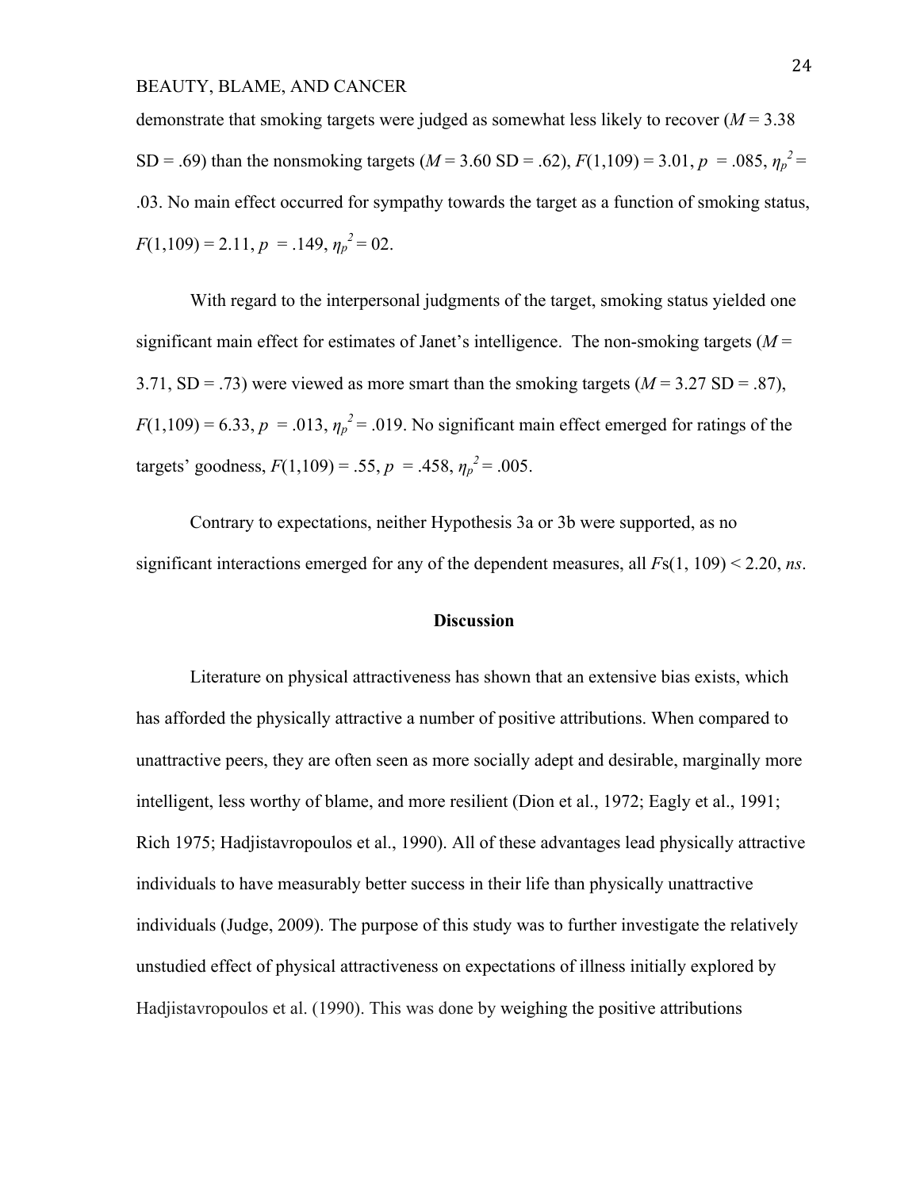demonstrate that smoking targets were judged as somewhat less likely to recover ($M$ = 3.38 SD = .69) than the nonsmoking targets ($M$ = 3.60 SD = .62), $F(1,109) = 3.01$, $p = .085$, $\eta_p^2$ = .03. No main effect occurred for sympathy towards the target as a function of smoking status, $F(1,109) = 2.11$, $p = .149$, $\eta_p^2$ = 02.

With regard to the interpersonal judgments of the target, smoking status yielded one significant main effect for estimates of Janet's intelligence. The non-smoking targets ($M$ = 3.71, SD = .73) were viewed as more smart than the smoking targets ($M$ = 3.27 SD = .87), $F(1,109) = 6.33$, $p = .013$, $\eta_p^2$ = .019. No significant main effect emerged for ratings of the targets' goodness, $F(1,109) = .55$, $p = .458$, $\eta_p^2$ = .005.

Contrary to expectations, neither Hypothesis 3a or 3b were supported, as no significant interactions emerged for any of the dependent measures, all $F$s(1, 109) < 2.20, *ns*.

## Discussion

Literature on physical attractiveness has shown that an extensive bias exists, which has afforded the physically attractive a number of positive attributions. When compared to unattractive peers, they are often seen as more socially adept and desirable, marginally more intelligent, less worthy of blame, and more resilient (Dion et al., 1972; Eagly et al., 1991; Rich 1975; Hadjistavropoulos et al., 1990). All of these advantages lead physically attractive individuals to have measurably better success in their life than physically unattractive individuals (Judge, 2009). The purpose of this study was to further investigate the relatively unstudied effect of physical attractiveness on expectations of illness initially explored by Hadjistavropoulos et al. (1990). This was done by weighing the positive attributions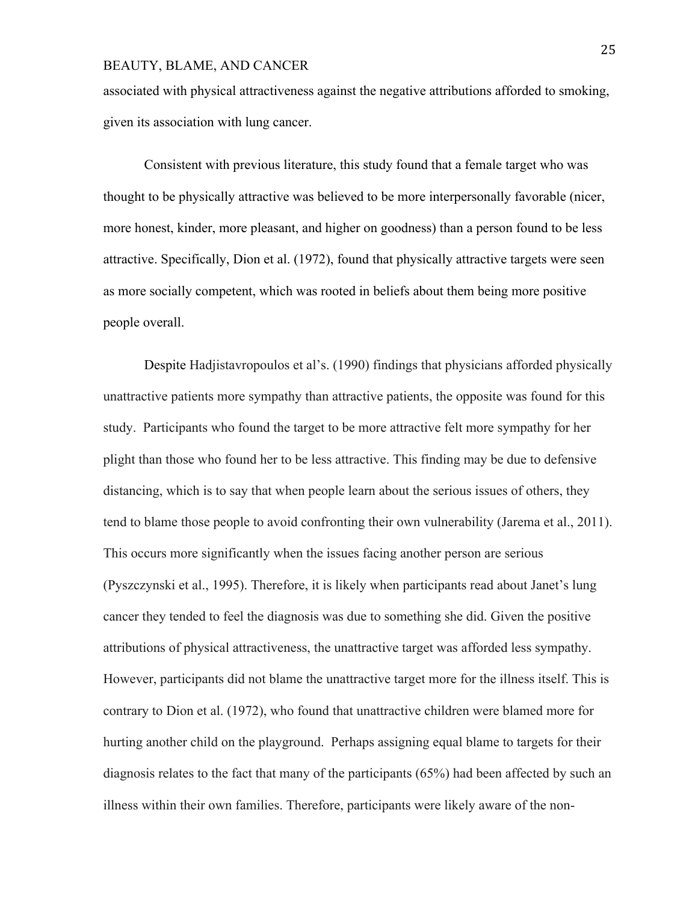associated with physical attractiveness against the negative attributions afforded to smoking, given its association with lung cancer.

Consistent with previous literature, this study found that a female target who was thought to be physically attractive was believed to be more interpersonally favorable (nicer, more honest, kinder, more pleasant, and higher on goodness) than a person found to be less attractive. Specifically, Dion et al. (1972), found that physically attractive targets were seen as more socially competent, which was rooted in beliefs about them being more positive people overall.

Despite Hadjistavropoulos et al's. (1990) findings that physicians afforded physically unattractive patients more sympathy than attractive patients, the opposite was found for this study. Participants who found the target to be more attractive felt more sympathy for her plight than those who found her to be less attractive. This finding may be due to defensive distancing, which is to say that when people learn about the serious issues of others, they tend to blame those people to avoid confronting their own vulnerability (Jarema et al., 2011). This occurs more significantly when the issues facing another person are serious (Pyszczynski et al., 1995). Therefore, it is likely when participants read about Janet's lung cancer they tended to feel the diagnosis was due to something she did. Given the positive attributions of physical attractiveness, the unattractive target was afforded less sympathy. However, participants did not blame the unattractive target more for the illness itself. This is contrary to Dion et al. (1972), who found that unattractive children were blamed more for hurting another child on the playground. Perhaps assigning equal blame to targets for their diagnosis relates to the fact that many of the participants (65%) had been affected by such an illness within their own families. Therefore, participants were likely aware of the non-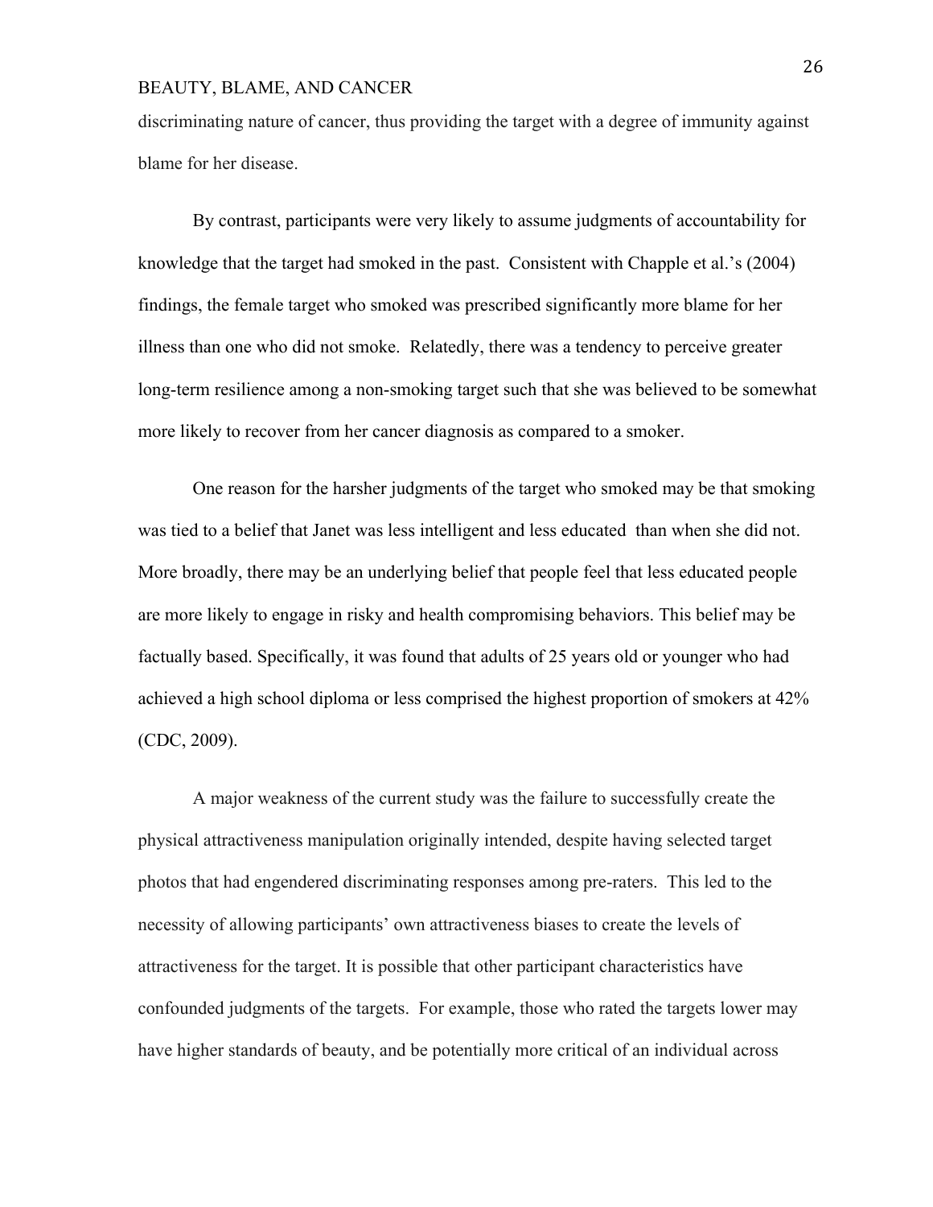discriminating nature of cancer, thus providing the target with a degree of immunity against blame for her disease.

By contrast, participants were very likely to assume judgments of accountability for knowledge that the target had smoked in the past. Consistent with Chapple et al.'s (2004) findings, the female target who smoked was prescribed significantly more blame for her illness than one who did not smoke. Relatedly, there was a tendency to perceive greater long-term resilience among a non-smoking target such that she was believed to be somewhat more likely to recover from her cancer diagnosis as compared to a smoker.

One reason for the harsher judgments of the target who smoked may be that smoking was tied to a belief that Janet was less intelligent and less educated than when she did not. More broadly, there may be an underlying belief that people feel that less educated people are more likely to engage in risky and health compromising behaviors. This belief may be factually based. Specifically, it was found that adults of 25 years old or younger who had achieved a high school diploma or less comprised the highest proportion of smokers at 42% (CDC, 2009).

A major weakness of the current study was the failure to successfully create the physical attractiveness manipulation originally intended, despite having selected target photos that had engendered discriminating responses among pre-raters. This led to the necessity of allowing participants' own attractiveness biases to create the levels of attractiveness for the target. It is possible that other participant characteristics have confounded judgments of the targets. For example, those who rated the targets lower may have higher standards of beauty, and be potentially more critical of an individual across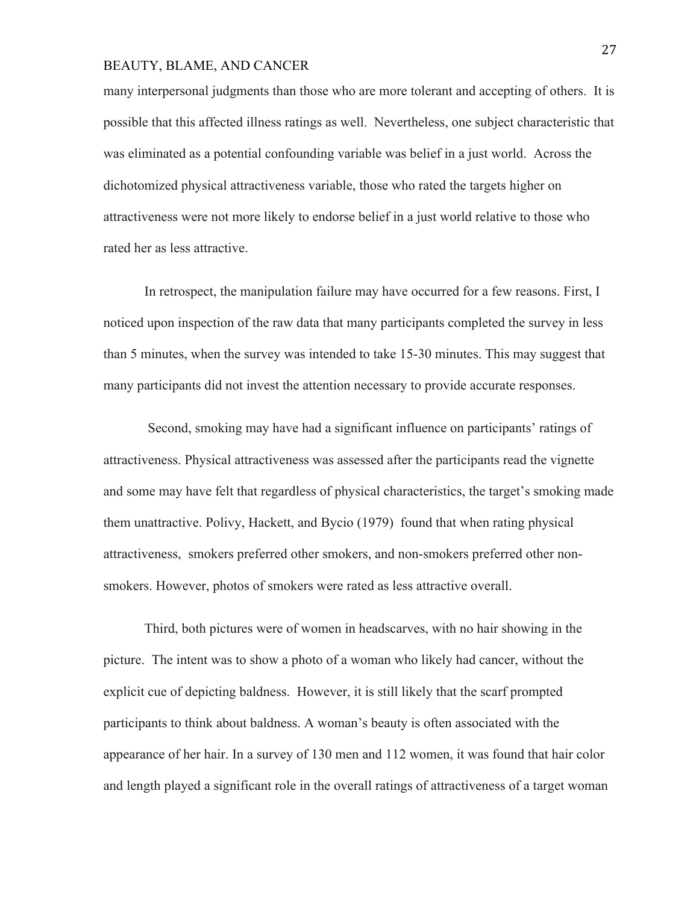many interpersonal judgments than those who are more tolerant and accepting of others. It is possible that this affected illness ratings as well. Nevertheless, one subject characteristic that was eliminated as a potential confounding variable was belief in a just world. Across the dichotomized physical attractiveness variable, those who rated the targets higher on attractiveness were not more likely to endorse belief in a just world relative to those who rated her as less attractive.

In retrospect, the manipulation failure may have occurred for a few reasons. First, I noticed upon inspection of the raw data that many participants completed the survey in less than 5 minutes, when the survey was intended to take 15-30 minutes. This may suggest that many participants did not invest the attention necessary to provide accurate responses.

Second, smoking may have had a significant influence on participants' ratings of attractiveness. Physical attractiveness was assessed after the participants read the vignette and some may have felt that regardless of physical characteristics, the target's smoking made them unattractive. Polivy, Hackett, and Bycio (1979) found that when rating physical attractiveness, smokers preferred other smokers, and non-smokers preferred other non-smokers. However, photos of smokers were rated as less attractive overall.

Third, both pictures were of women in headscarves, with no hair showing in the picture. The intent was to show a photo of a woman who likely had cancer, without the explicit cue of depicting baldness. However, it is still likely that the scarf prompted participants to think about baldness. A woman's beauty is often associated with the appearance of her hair. In a survey of 130 men and 112 women, it was found that hair color and length played a significant role in the overall ratings of attractiveness of a target woman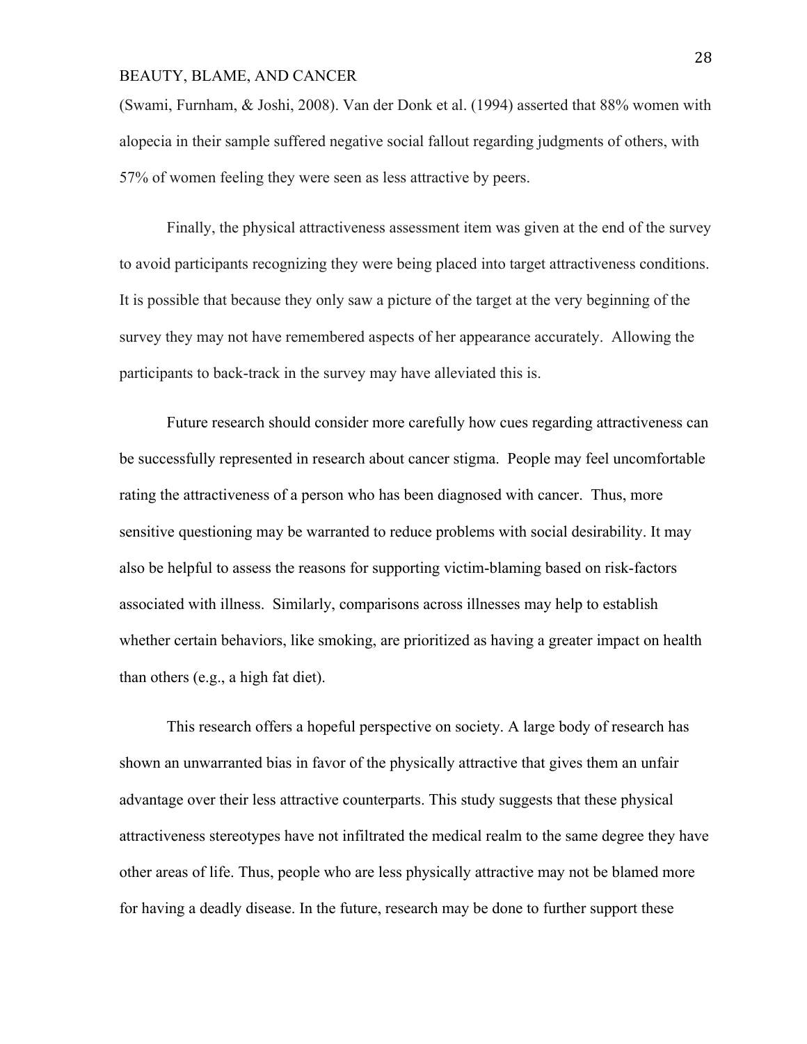(Swami, Furnham, & Joshi, 2008). Van der Donk et al. (1994) asserted that 88% women with alopecia in their sample suffered negative social fallout regarding judgments of others, with 57% of women feeling they were seen as less attractive by peers.

Finally, the physical attractiveness assessment item was given at the end of the survey to avoid participants recognizing they were being placed into target attractiveness conditions. It is possible that because they only saw a picture of the target at the very beginning of the survey they may not have remembered aspects of her appearance accurately. Allowing the participants to back-track in the survey may have alleviated this is.

Future research should consider more carefully how cues regarding attractiveness can be successfully represented in research about cancer stigma. People may feel uncomfortable rating the attractiveness of a person who has been diagnosed with cancer. Thus, more sensitive questioning may be warranted to reduce problems with social desirability. It may also be helpful to assess the reasons for supporting victim-blaming based on risk-factors associated with illness. Similarly, comparisons across illnesses may help to establish whether certain behaviors, like smoking, are prioritized as having a greater impact on health than others (e.g., a high fat diet).

This research offers a hopeful perspective on society. A large body of research has shown an unwarranted bias in favor of the physically attractive that gives them an unfair advantage over their less attractive counterparts. This study suggests that these physical attractiveness stereotypes have not infiltrated the medical realm to the same degree they have other areas of life. Thus, people who are less physically attractive may not be blamed more for having a deadly disease. In the future, research may be done to further support these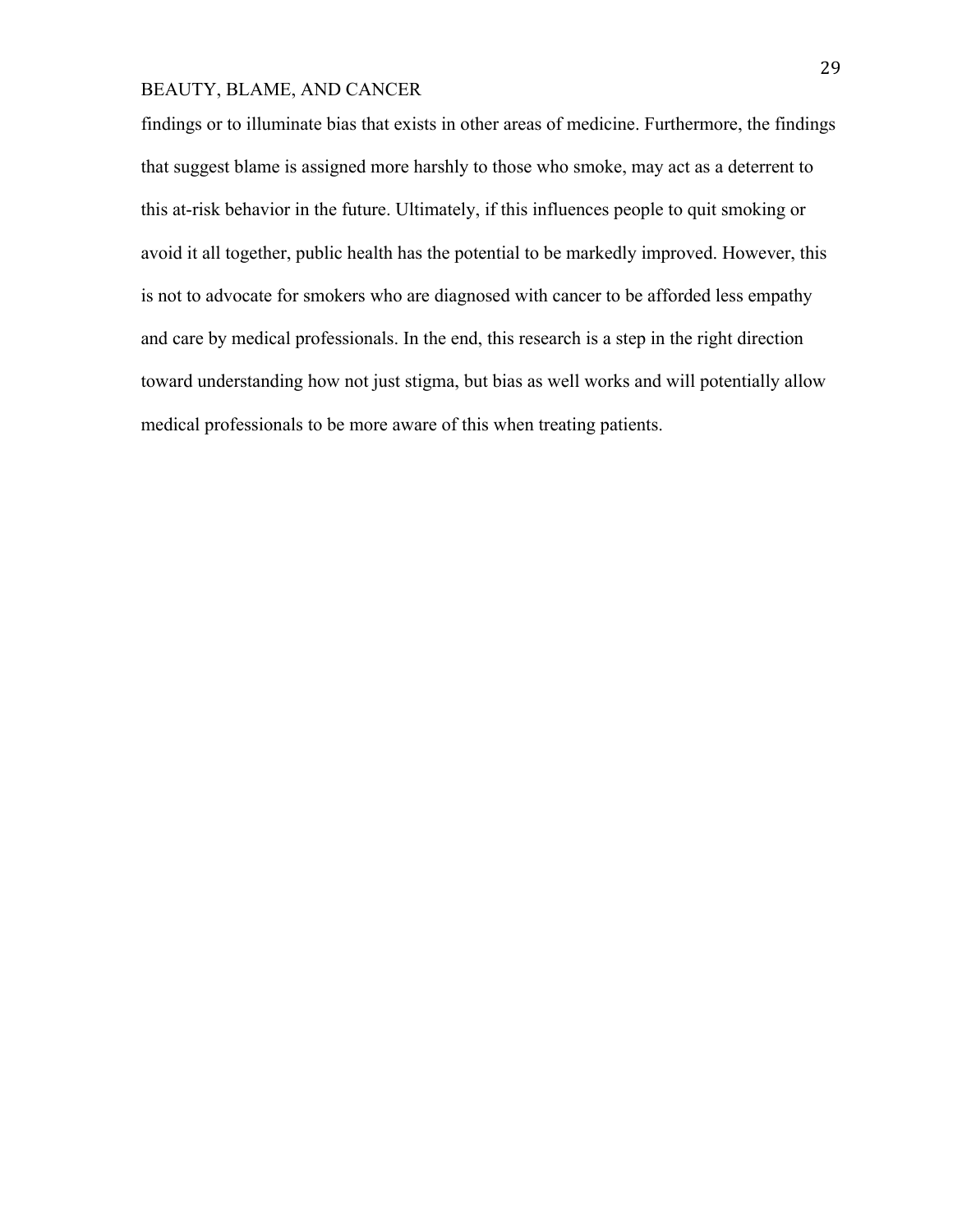findings or to illuminate bias that exists in other areas of medicine. Furthermore, the findings that suggest blame is assigned more harshly to those who smoke, may act as a deterrent to this at-risk behavior in the future. Ultimately, if this influences people to quit smoking or avoid it all together, public health has the potential to be markedly improved. However, this is not to advocate for smokers who are diagnosed with cancer to be afforded less empathy and care by medical professionals. In the end, this research is a step in the right direction toward understanding how not just stigma, but bias as well works and will potentially allow medical professionals to be more aware of this when treating patients.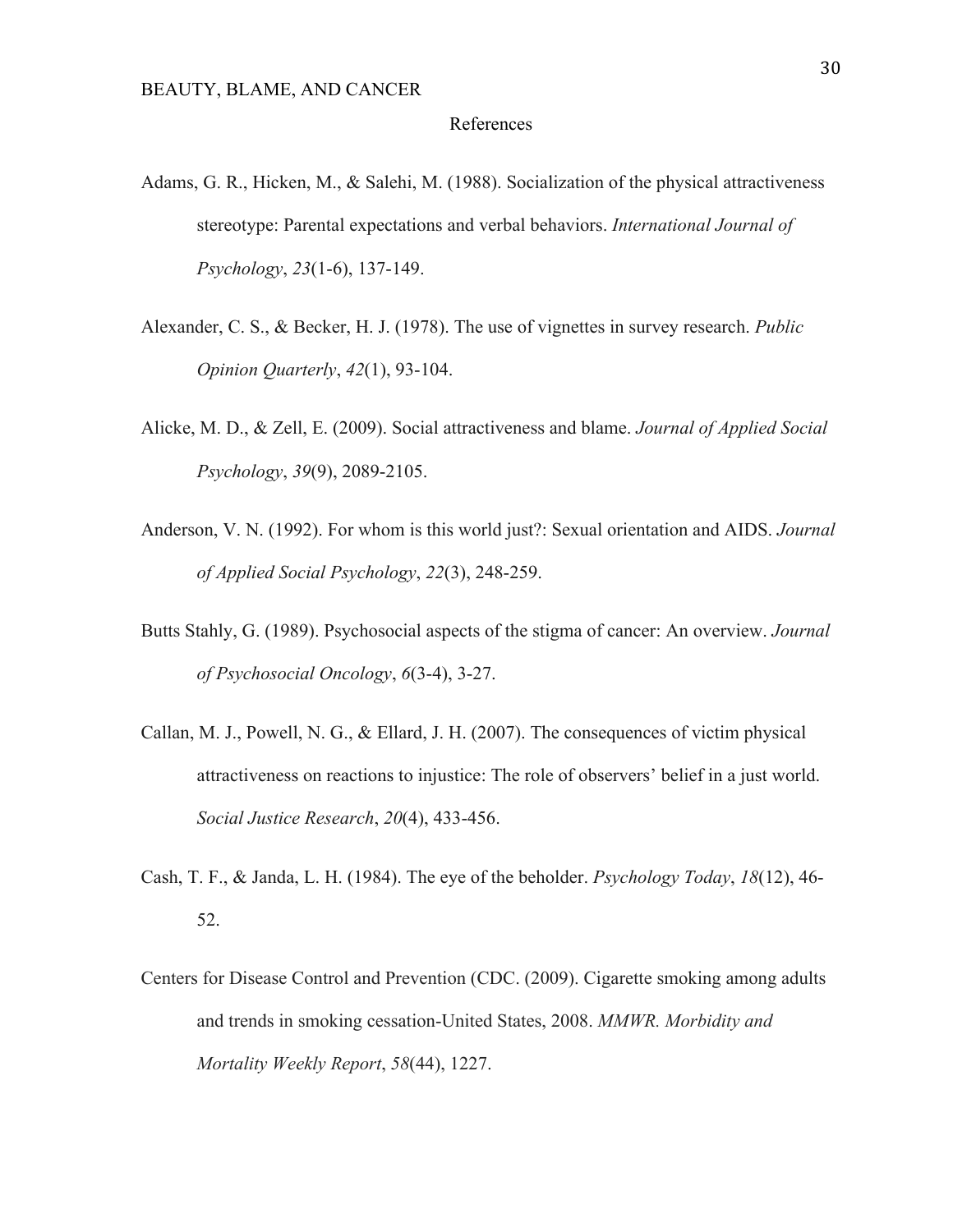## References

Adams, G. R., Hicken, M., & Salehi, M. (1988). Socialization of the physical attractiveness stereotype: Parental expectations and verbal behaviors. *International Journal of Psychology*, *23*(1-6), 137-149.

Alexander, C. S., & Becker, H. J. (1978). The use of vignettes in survey research. *Public Opinion Quarterly*, *42*(1), 93-104.

Alicke, M. D., & Zell, E. (2009). Social attractiveness and blame. *Journal of Applied Social Psychology*, *39*(9), 2089-2105.

Anderson, V. N. (1992). For whom is this world just?: Sexual orientation and AIDS. *Journal of Applied Social Psychology*, *22*(3), 248-259.

Butts Stahly, G. (1989). Psychosocial aspects of the stigma of cancer: An overview. *Journal of Psychosocial Oncology*, *6*(3-4), 3-27.

Callan, M. J., Powell, N. G., & Ellard, J. H. (2007). The consequences of victim physical attractiveness on reactions to injustice: The role of observers' belief in a just world. *Social Justice Research*, *20*(4), 433-456.

Cash, T. F., & Janda, L. H. (1984). The eye of the beholder. *Psychology Today*, *18*(12), 46-52.

Centers for Disease Control and Prevention (CDC. (2009). Cigarette smoking among adults and trends in smoking cessation-United States, 2008. *MMWR. Morbidity and Mortality Weekly Report*, *58*(44), 1227.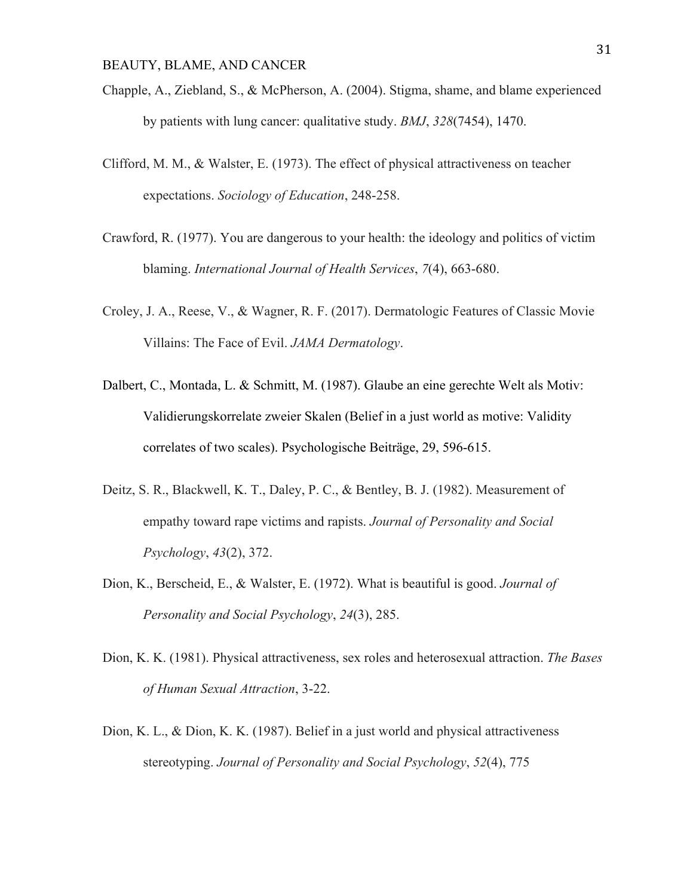Chapple, A., Ziebland, S., & McPherson, A. (2004). Stigma, shame, and blame experienced by patients with lung cancer: qualitative study. *BMJ*, *328*(7454), 1470.

Clifford, M. M., & Walster, E. (1973). The effect of physical attractiveness on teacher expectations. *Sociology of Education*, 248-258.

Crawford, R. (1977). You are dangerous to your health: the ideology and politics of victim blaming. *International Journal of Health Services*, *7*(4), 663-680.

Croley, J. A., Reese, V., & Wagner, R. F. (2017). Dermatologic Features of Classic Movie Villains: The Face of Evil. *JAMA Dermatology*.

Dalbert, C., Montada, L. & Schmitt, M. (1987). Glaube an eine gerechte Welt als Motiv: Validierungskorrelate zweier Skalen (Belief in a just world as motive: Validity correlates of two scales). Psychologische Beiträge, 29, 596-615.

Deitz, S. R., Blackwell, K. T., Daley, P. C., & Bentley, B. J. (1982). Measurement of empathy toward rape victims and rapists. *Journal of Personality and Social Psychology*, *43*(2), 372.

Dion, K., Berscheid, E., & Walster, E. (1972). What is beautiful is good. *Journal of Personality and Social Psychology*, *24*(3), 285.

Dion, K. K. (1981). Physical attractiveness, sex roles and heterosexual attraction. *The Bases of Human Sexual Attraction*, 3-22.

Dion, K. L., & Dion, K. K. (1987). Belief in a just world and physical attractiveness stereotyping. *Journal of Personality and Social Psychology*, *52*(4), 775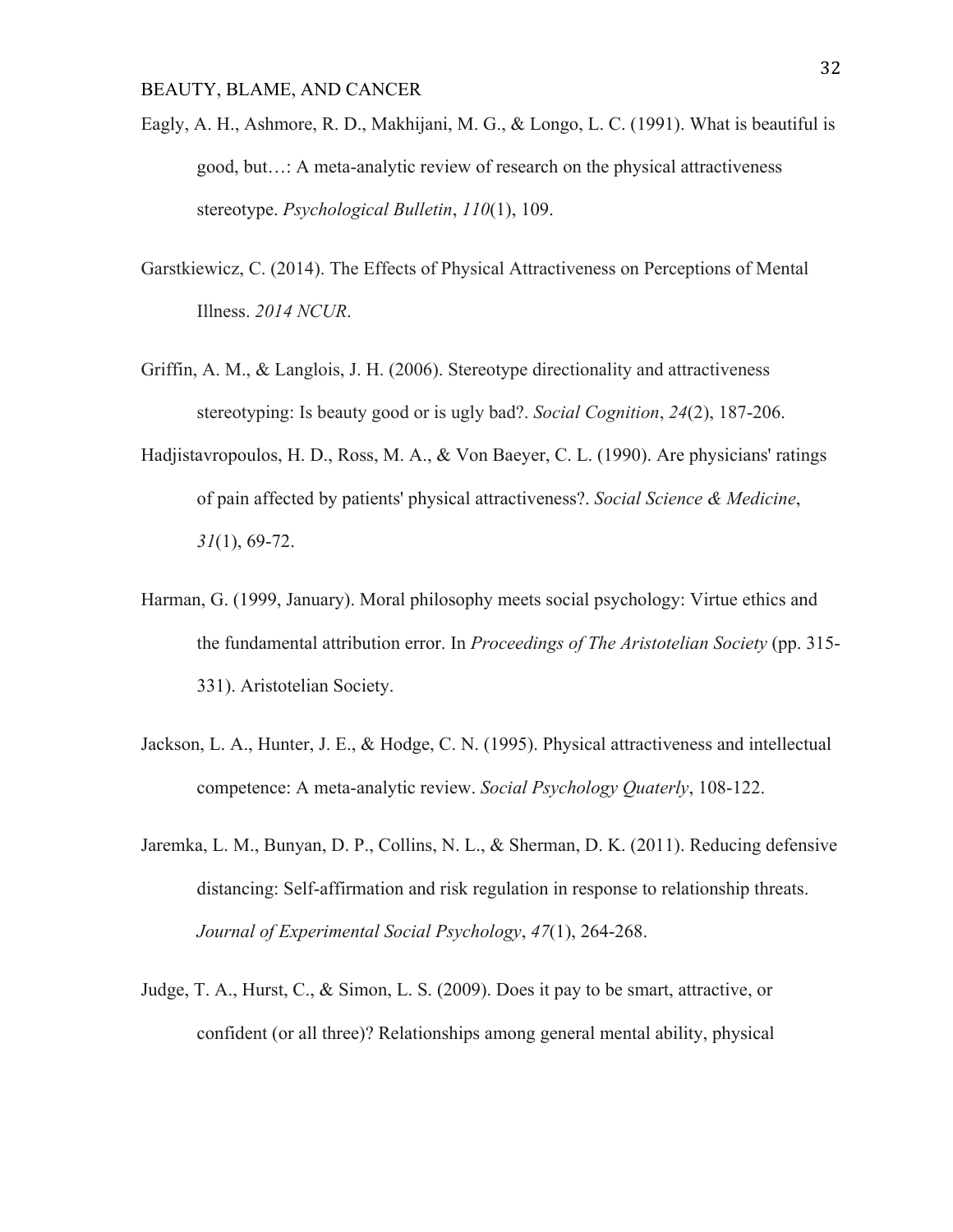Eagly, A. H., Ashmore, R. D., Makhijani, M. G., & Longo, L. C. (1991). What is beautiful is good, but…: A meta-analytic review of research on the physical attractiveness stereotype. *Psychological Bulletin*, *110*(1), 109.

Garstkiewicz, C. (2014). The Effects of Physical Attractiveness on Perceptions of Mental Illness. *2014 NCUR*.

Griffin, A. M., & Langlois, J. H. (2006). Stereotype directionality and attractiveness stereotyping: Is beauty good or is ugly bad?. *Social Cognition*, *24*(2), 187-206.

Hadjistavropoulos, H. D., Ross, M. A., & Von Baeyer, C. L. (1990). Are physicians' ratings of pain affected by patients' physical attractiveness?. *Social Science & Medicine*, *31*(1), 69-72.

Harman, G. (1999, January). Moral philosophy meets social psychology: Virtue ethics and the fundamental attribution error. In *Proceedings of The Aristotelian Society* (pp. 315-331). Aristotelian Society.

Jackson, L. A., Hunter, J. E., & Hodge, C. N. (1995). Physical attractiveness and intellectual competence: A meta-analytic review. *Social Psychology Quaterly*, 108-122.

Jaremka, L. M., Bunyan, D. P., Collins, N. L., & Sherman, D. K. (2011). Reducing defensive distancing: Self-affirmation and risk regulation in response to relationship threats. *Journal of Experimental Social Psychology*, *47*(1), 264-268.

Judge, T. A., Hurst, C., & Simon, L. S. (2009). Does it pay to be smart, attractive, or confident (or all three)? Relationships among general mental ability, physical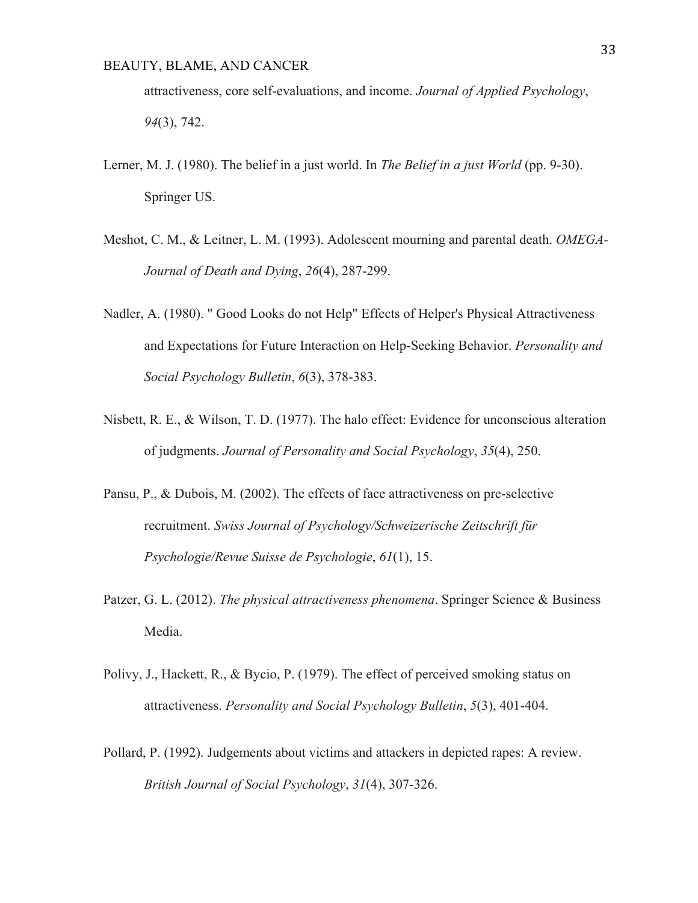attractiveness, core self-evaluations, and income. *Journal of Applied Psychology*, *94*(3), 742.

Lerner, M. J. (1980). The belief in a just world. In *The Belief in a just World* (pp. 9-30). Springer US.

Meshot, C. M., & Leitner, L. M. (1993). Adolescent mourning and parental death. *OMEGA-Journal of Death and Dying*, *26*(4), 287-299.

Nadler, A. (1980). " Good Looks do not Help" Effects of Helper's Physical Attractiveness and Expectations for Future Interaction on Help-Seeking Behavior. *Personality and Social Psychology Bulletin*, *6*(3), 378-383.

Nisbett, R. E., & Wilson, T. D. (1977). The halo effect: Evidence for unconscious alteration of judgments. *Journal of Personality and Social Psychology*, *35*(4), 250.

Pansu, P., & Dubois, M. (2002). The effects of face attractiveness on pre-selective recruitment. *Swiss Journal of Psychology/Schweizerische Zeitschrift für Psychologie/Revue Suisse de Psychologie*, *61*(1), 15.

Patzer, G. L. (2012). *The physical attractiveness phenomena*. Springer Science & Business Media.

Polivy, J., Hackett, R., & Bycio, P. (1979). The effect of perceived smoking status on attractiveness. *Personality and Social Psychology Bulletin*, *5*(3), 401-404.

Pollard, P. (1992). Judgements about victims and attackers in depicted rapes: A review. *British Journal of Social Psychology*, *31*(4), 307-326.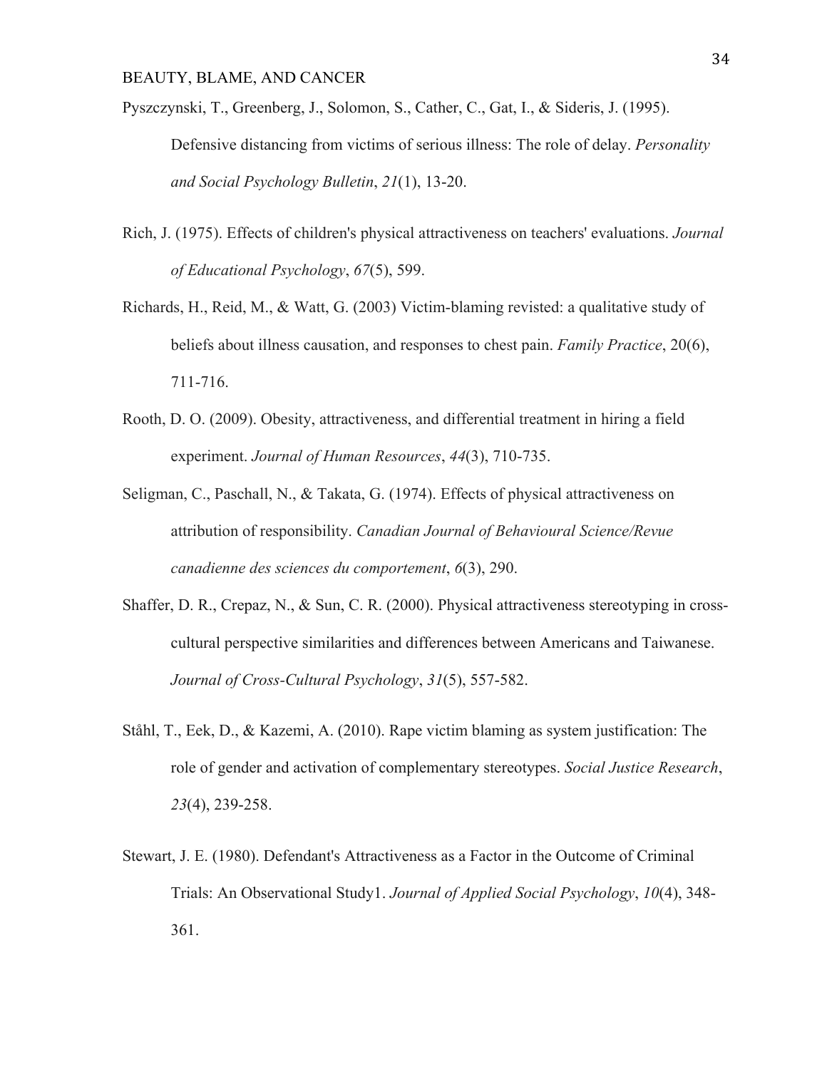Pyszczynski, T., Greenberg, J., Solomon, S., Cather, C., Gat, I., & Sideris, J. (1995). Defensive distancing from victims of serious illness: The role of delay. *Personality and Social Psychology Bulletin*, *21*(1), 13-20.

Rich, J. (1975). Effects of children's physical attractiveness on teachers' evaluations. *Journal of Educational Psychology*, *67*(5), 599.

Richards, H., Reid, M., & Watt, G. (2003) Victim-blaming revisted: a qualitative study of beliefs about illness causation, and responses to chest pain. *Family Practice*, 20(6), 711-716.

Rooth, D. O. (2009). Obesity, attractiveness, and differential treatment in hiring a field experiment. *Journal of Human Resources*, *44*(3), 710-735.

Seligman, C., Paschall, N., & Takata, G. (1974). Effects of physical attractiveness on attribution of responsibility. *Canadian Journal of Behavioural Science/Revue canadienne des sciences du comportement*, *6*(3), 290.

Shaffer, D. R., Crepaz, N., & Sun, C. R. (2000). Physical attractiveness stereotyping in cross-cultural perspective similarities and differences between Americans and Taiwanese. *Journal of Cross-Cultural Psychology*, *31*(5), 557-582.

Ståhl, T., Eek, D., & Kazemi, A. (2010). Rape victim blaming as system justification: The role of gender and activation of complementary stereotypes. *Social Justice Research*, *23*(4), 239-258.

Stewart, J. E. (1980). Defendant's Attractiveness as a Factor in the Outcome of Criminal Trials: An Observational Study1. *Journal of Applied Social Psychology*, *10*(4), 348-361.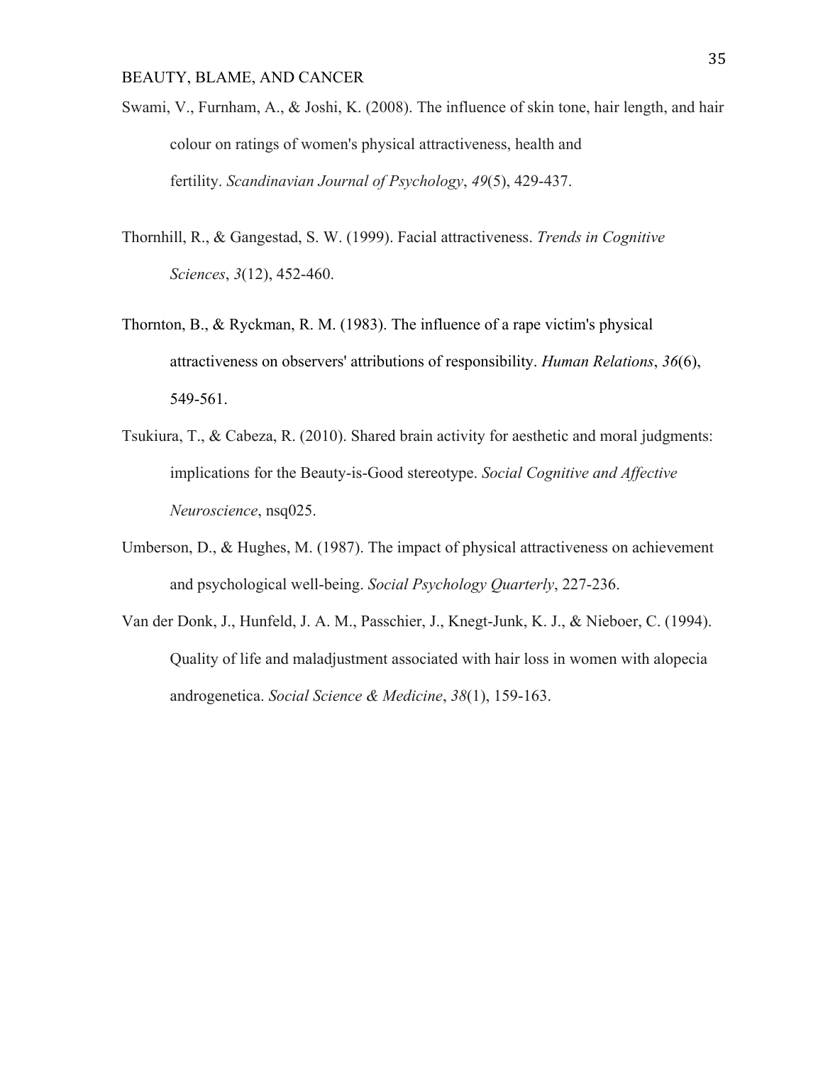Swami, V., Furnham, A., & Joshi, K. (2008). The influence of skin tone, hair length, and hair colour on ratings of women's physical attractiveness, health and fertility. *Scandinavian Journal of Psychology*, *49*(5), 429-437.

Thornhill, R., & Gangestad, S. W. (1999). Facial attractiveness. *Trends in Cognitive Sciences*, *3*(12), 452-460.

Thornton, B., & Ryckman, R. M. (1983). The influence of a rape victim's physical attractiveness on observers' attributions of responsibility. *Human Relations*, *36*(6), 549-561.

Tsukiura, T., & Cabeza, R. (2010). Shared brain activity for aesthetic and moral judgments: implications for the Beauty-is-Good stereotype. *Social Cognitive and Affective Neuroscience*, nsq025.

Umberson, D., & Hughes, M. (1987). The impact of physical attractiveness on achievement and psychological well-being. *Social Psychology Quarterly*, 227-236.

Van der Donk, J., Hunfeld, J. A. M., Passchier, J., Knegt-Junk, K. J., & Nieboer, C. (1994). Quality of life and maladjustment associated with hair loss in women with alopecia androgenetica. *Social Science & Medicine*, *38*(1), 159-163.